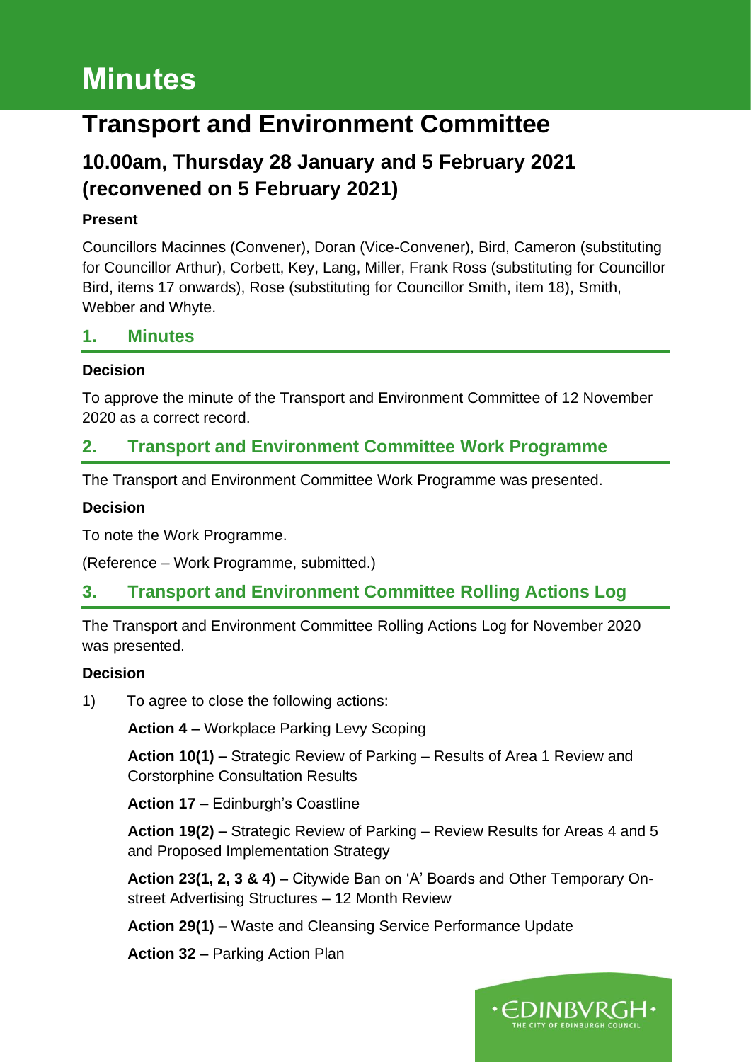# Minutes

## Transport and Environment Committee

### 10.00am, Thursday 28 January and 5 February 2021 (reconvened on 5 February 2021)

**Present**

Councillors Macinnes (Convener), Doran (Vice-Convener), Bird, Cameron (substituting for Councillor Arthur), Corbett, Key, Lang, Miller, Frank Ross (substituting for Councillor Bird, items 17 onwards), Rose (substituting for Councillor Smith, item 18), Smith, Webber and Whyte.

## 1. Minutes

**Decision**

To approve the minute of the Transport and Environment Committee of 12 November 2020 as a correct record.

## 2. Transport and Environment Committee Work Programme

The Transport and Environment Committee Work Programme was presented.

**Decision**

To note the Work Programme.

(Reference – Work Programme, submitted.)

## 3. Transport and Environment Committee Rolling Actions Log

The Transport and Environment Committee Rolling Actions Log for November 2020 was presented.

**Decision**

1) To agree to close the following actions:

**Action 4 –** Workplace Parking Levy Scoping

**Action 10(1) –** Strategic Review of Parking – Results of Area 1 Review and Corstorphine Consultation Results

**Action 17** – Edinburgh's Coastline

**Action 19(2) –** Strategic Review of Parking – Review Results for Areas 4 and 5 and Proposed Implementation Strategy

**Action 23(1, 2, 3 & 4) –** Citywide Ban on 'A' Boards and Other Temporary On-street Advertising Structures – 12 Month Review

**Action 29(1) –** Waste and Cleansing Service Performance Update

**Action 32 –** Parking Action Plan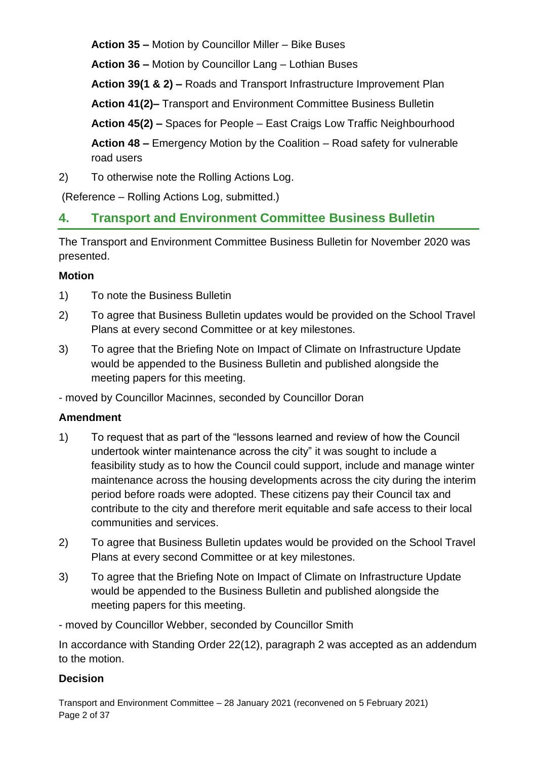**Action 35 –** Motion by Councillor Miller – Bike Buses

**Action 36 –** Motion by Councillor Lang – Lothian Buses

**Action 39(1 & 2) –** Roads and Transport Infrastructure Improvement Plan

**Action 41(2)–** Transport and Environment Committee Business Bulletin

**Action 45(2) –** Spaces for People – East Craigs Low Traffic Neighbourhood

**Action 48 –** Emergency Motion by the Coalition – Road safety for vulnerable road users

2) To otherwise note the Rolling Actions Log.

(Reference – Rolling Actions Log, submitted.)

## 4. Transport and Environment Committee Business Bulletin

The Transport and Environment Committee Business Bulletin for November 2020 was presented.

### Motion

1) To note the Business Bulletin

2) To agree that Business Bulletin updates would be provided on the School Travel Plans at every second Committee or at key milestones.

3) To agree that the Briefing Note on Impact of Climate on Infrastructure Update would be appended to the Business Bulletin and published alongside the meeting papers for this meeting.

- moved by Councillor Macinnes, seconded by Councillor Doran

### Amendment

1) To request that as part of the "lessons learned and review of how the Council undertook winter maintenance across the city" it was sought to include a feasibility study as to how the Council could support, include and manage winter maintenance across the housing developments across the city during the interim period before roads were adopted. These citizens pay their Council tax and contribute to the city and therefore merit equitable and safe access to their local communities and services.

2) To agree that Business Bulletin updates would be provided on the School Travel Plans at every second Committee or at key milestones.

3) To agree that the Briefing Note on Impact of Climate on Infrastructure Update would be appended to the Business Bulletin and published alongside the meeting papers for this meeting.

- moved by Councillor Webber, seconded by Councillor Smith

In accordance with Standing Order 22(12), paragraph 2 was accepted as an addendum to the motion.

### Decision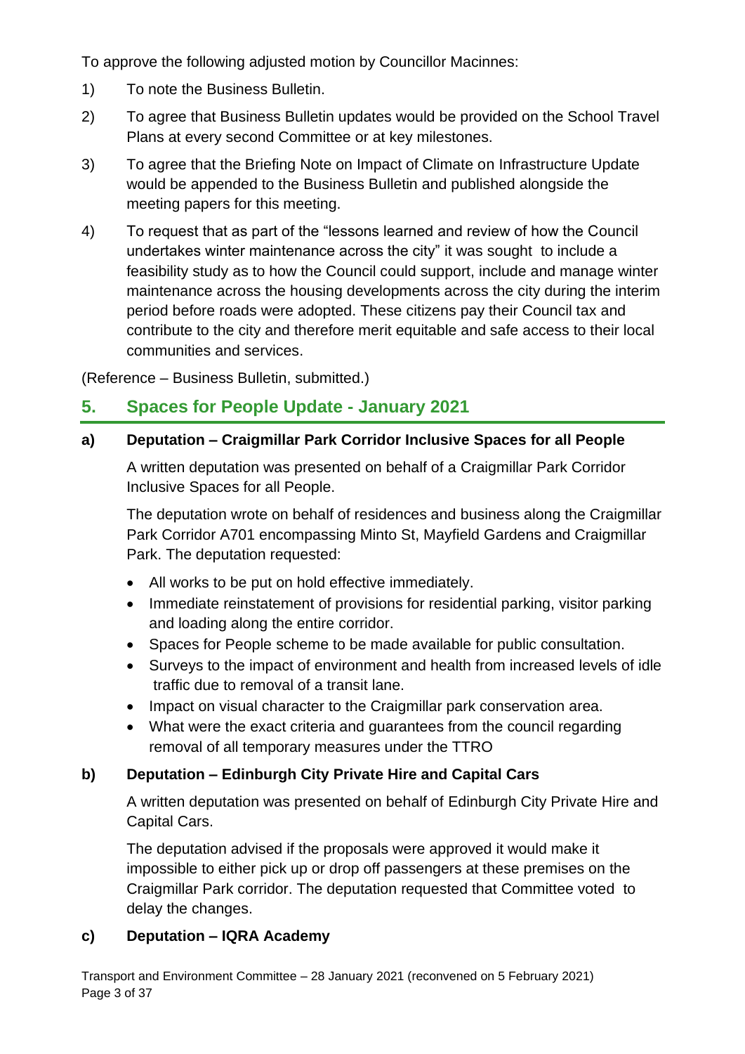To approve the following adjusted motion by Councillor Macinnes:

1) To note the Business Bulletin.

2) To agree that Business Bulletin updates would be provided on the School Travel Plans at every second Committee or at key milestones.

3) To agree that the Briefing Note on Impact of Climate on Infrastructure Update would be appended to the Business Bulletin and published alongside the meeting papers for this meeting.

4) To request that as part of the "lessons learned and review of how the Council undertakes winter maintenance across the city" it was sought to include a feasibility study as to how the Council could support, include and manage winter maintenance across the housing developments across the city during the interim period before roads were adopted. These citizens pay their Council tax and contribute to the city and therefore merit equitable and safe access to their local communities and services.

(Reference – Business Bulletin, submitted.)

## 5. Spaces for People Update - January 2021

### a) Deputation – Craigmillar Park Corridor Inclusive Spaces for all People

A written deputation was presented on behalf of a Craigmillar Park Corridor Inclusive Spaces for all People.

The deputation wrote on behalf of residences and business along the Craigmillar Park Corridor A701 encompassing Minto St, Mayfield Gardens and Craigmillar Park. The deputation requested:

- All works to be put on hold effective immediately.
- Immediate reinstatement of provisions for residential parking, visitor parking and loading along the entire corridor.
- Spaces for People scheme to be made available for public consultation.
- Surveys to the impact of environment and health from increased levels of idle traffic due to removal of a transit lane.
- Impact on visual character to the Craigmillar park conservation area.
- What were the exact criteria and guarantees from the council regarding removal of all temporary measures under the TTRO

### b) Deputation – Edinburgh City Private Hire and Capital Cars

A written deputation was presented on behalf of Edinburgh City Private Hire and Capital Cars.

The deputation advised if the proposals were approved it would make it impossible to either pick up or drop off passengers at these premises on the Craigmillar Park corridor. The deputation requested that Committee voted to delay the changes.

### c) Deputation – IQRA Academy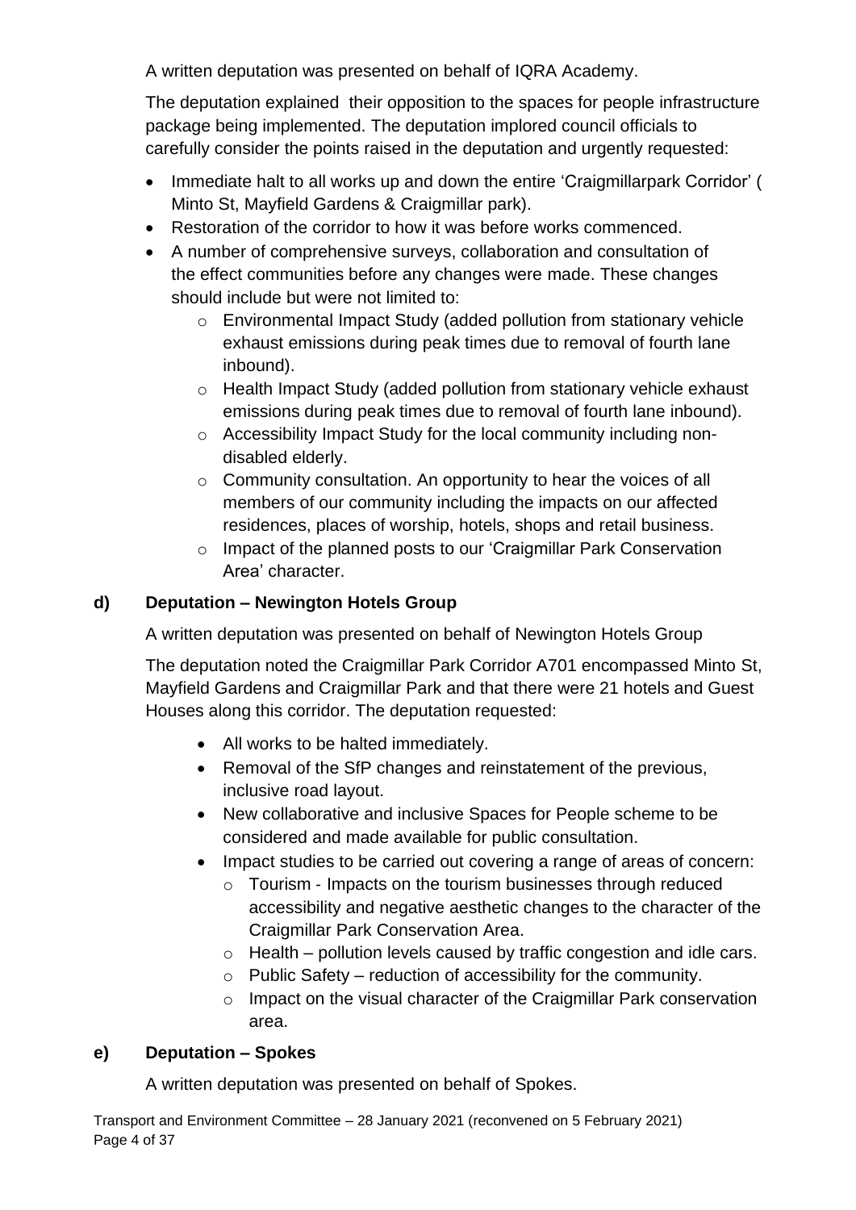A written deputation was presented on behalf of IQRA Academy.

The deputation explained their opposition to the spaces for people infrastructure package being implemented. The deputation implored council officials to carefully consider the points raised in the deputation and urgently requested:

- Immediate halt to all works up and down the entire 'Craigmillarpark Corridor' ( Minto St, Mayfield Gardens & Craigmillar park).
- Restoration of the corridor to how it was before works commenced.
- A number of comprehensive surveys, collaboration and consultation of the effect communities before any changes were made. These changes should include but were not limited to:
  - Environmental Impact Study (added pollution from stationary vehicle exhaust emissions during peak times due to removal of fourth lane inbound).
  - Health Impact Study (added pollution from stationary vehicle exhaust emissions during peak times due to removal of fourth lane inbound).
  - Accessibility Impact Study for the local community including non-disabled elderly.
  - Community consultation. An opportunity to hear the voices of all members of our community including the impacts on our affected residences, places of worship, hotels, shops and retail business.
  - Impact of the planned posts to our 'Craigmillar Park Conservation Area' character.

### d) Deputation – Newington Hotels Group

A written deputation was presented on behalf of Newington Hotels Group

The deputation noted the Craigmillar Park Corridor A701 encompassed Minto St, Mayfield Gardens and Craigmillar Park and that there were 21 hotels and Guest Houses along this corridor. The deputation requested:

- All works to be halted immediately.
- Removal of the SfP changes and reinstatement of the previous, inclusive road layout.
- New collaborative and inclusive Spaces for People scheme to be considered and made available for public consultation.
- Impact studies to be carried out covering a range of areas of concern:
  - Tourism - Impacts on the tourism businesses through reduced accessibility and negative aesthetic changes to the character of the Craigmillar Park Conservation Area.
  - Health – pollution levels caused by traffic congestion and idle cars.
  - Public Safety – reduction of accessibility for the community.
  - Impact on the visual character of the Craigmillar Park conservation area.

### e) Deputation – Spokes

A written deputation was presented on behalf of Spokes.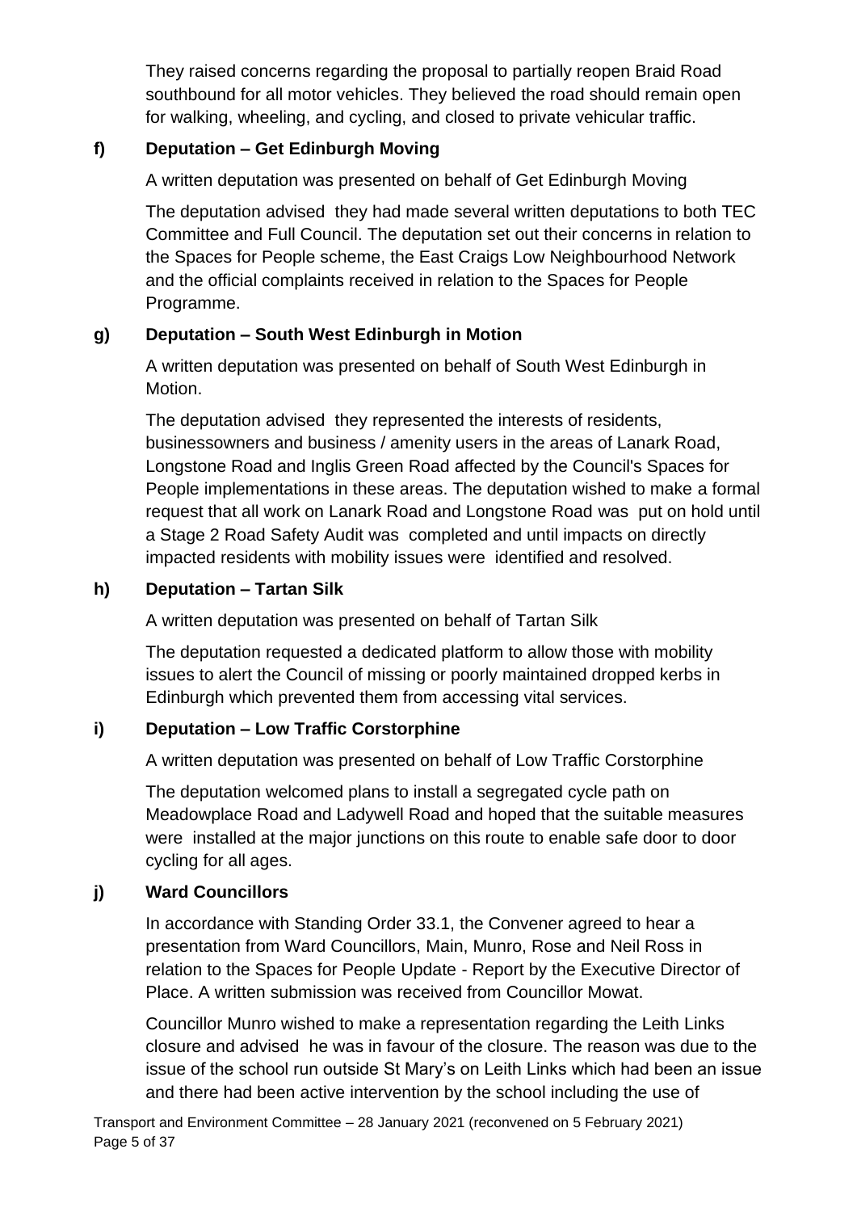They raised concerns regarding the proposal to partially reopen Braid Road southbound for all motor vehicles. They believed the road should remain open for walking, wheeling, and cycling, and closed to private vehicular traffic.

**f) Deputation – Get Edinburgh Moving**

A written deputation was presented on behalf of Get Edinburgh Moving

The deputation advised they had made several written deputations to both TEC Committee and Full Council. The deputation set out their concerns in relation to the Spaces for People scheme, the East Craigs Low Neighbourhood Network and the official complaints received in relation to the Spaces for People Programme.

**g) Deputation – South West Edinburgh in Motion**

A written deputation was presented on behalf of South West Edinburgh in Motion.

The deputation advised they represented the interests of residents, businessowners and business / amenity users in the areas of Lanark Road, Longstone Road and Inglis Green Road affected by the Council's Spaces for People implementations in these areas. The deputation wished to make a formal request that all work on Lanark Road and Longstone Road was put on hold until a Stage 2 Road Safety Audit was completed and until impacts on directly impacted residents with mobility issues were identified and resolved.

**h) Deputation – Tartan Silk**

A written deputation was presented on behalf of Tartan Silk

The deputation requested a dedicated platform to allow those with mobility issues to alert the Council of missing or poorly maintained dropped kerbs in Edinburgh which prevented them from accessing vital services.

**i) Deputation – Low Traffic Corstorphine**

A written deputation was presented on behalf of Low Traffic Corstorphine

The deputation welcomed plans to install a segregated cycle path on Meadowplace Road and Ladywell Road and hoped that the suitable measures were installed at the major junctions on this route to enable safe door to door cycling for all ages.

**j) Ward Councillors**

In accordance with Standing Order 33.1, the Convener agreed to hear a presentation from Ward Councillors, Main, Munro, Rose and Neil Ross in relation to the Spaces for People Update - Report by the Executive Director of Place. A written submission was received from Councillor Mowat.

Councillor Munro wished to make a representation regarding the Leith Links closure and advised he was in favour of the closure. The reason was due to the issue of the school run outside St Mary's on Leith Links which had been an issue and there had been active intervention by the school including the use of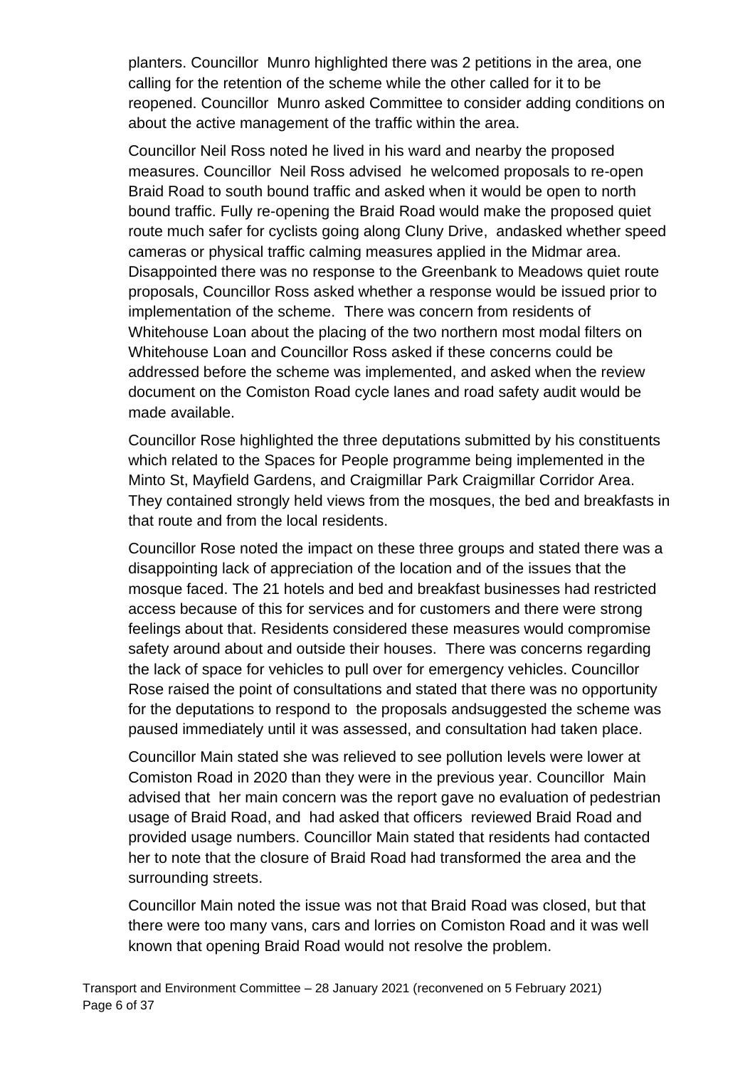planters. Councillor Munro highlighted there was 2 petitions in the area, one calling for the retention of the scheme while the other called for it to be reopened. Councillor Munro asked Committee to consider adding conditions on about the active management of the traffic within the area.

Councillor Neil Ross noted he lived in his ward and nearby the proposed measures. Councillor Neil Ross advised he welcomed proposals to re-open Braid Road to south bound traffic and asked when it would be open to north bound traffic. Fully re-opening the Braid Road would make the proposed quiet route much safer for cyclists going along Cluny Drive, andasked whether speed cameras or physical traffic calming measures applied in the Midmar area. Disappointed there was no response to the Greenbank to Meadows quiet route proposals, Councillor Ross asked whether a response would be issued prior to implementation of the scheme. There was concern from residents of Whitehouse Loan about the placing of the two northern most modal filters on Whitehouse Loan and Councillor Ross asked if these concerns could be addressed before the scheme was implemented, and asked when the review document on the Comiston Road cycle lanes and road safety audit would be made available.

Councillor Rose highlighted the three deputations submitted by his constituents which related to the Spaces for People programme being implemented in the Minto St, Mayfield Gardens, and Craigmillar Park Craigmillar Corridor Area. They contained strongly held views from the mosques, the bed and breakfasts in that route and from the local residents.

Councillor Rose noted the impact on these three groups and stated there was a disappointing lack of appreciation of the location and of the issues that the mosque faced. The 21 hotels and bed and breakfast businesses had restricted access because of this for services and for customers and there were strong feelings about that. Residents considered these measures would compromise safety around about and outside their houses. There was concerns regarding the lack of space for vehicles to pull over for emergency vehicles. Councillor Rose raised the point of consultations and stated that there was no opportunity for the deputations to respond to the proposals andsuggested the scheme was paused immediately until it was assessed, and consultation had taken place.

Councillor Main stated she was relieved to see pollution levels were lower at Comiston Road in 2020 than they were in the previous year. Councillor Main advised that her main concern was the report gave no evaluation of pedestrian usage of Braid Road, and had asked that officers reviewed Braid Road and provided usage numbers. Councillor Main stated that residents had contacted her to note that the closure of Braid Road had transformed the area and the surrounding streets.

Councillor Main noted the issue was not that Braid Road was closed, but that there were too many vans, cars and lorries on Comiston Road and it was well known that opening Braid Road would not resolve the problem.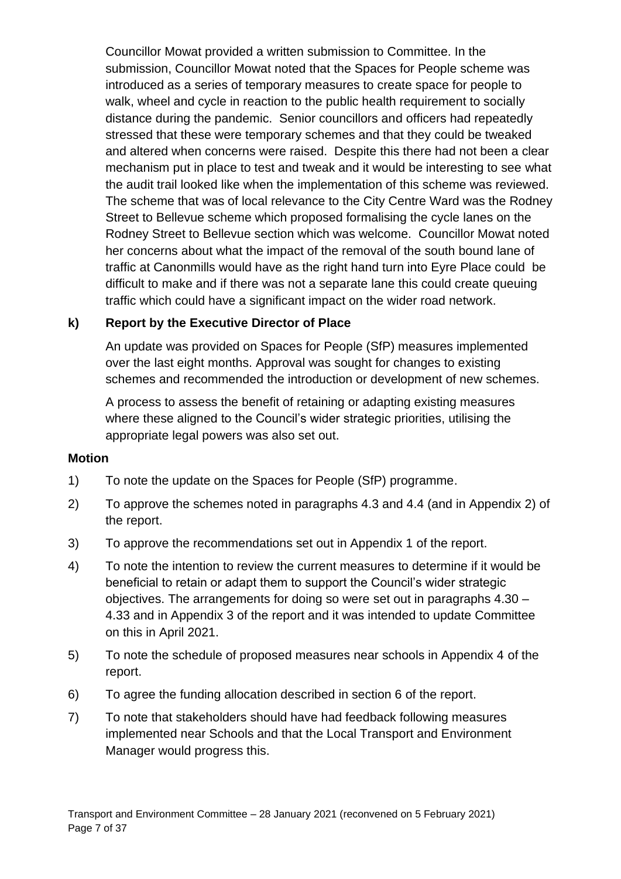Councillor Mowat provided a written submission to Committee. In the submission, Councillor Mowat noted that the Spaces for People scheme was introduced as a series of temporary measures to create space for people to walk, wheel and cycle in reaction to the public health requirement to socially distance during the pandemic. Senior councillors and officers had repeatedly stressed that these were temporary schemes and that they could be tweaked and altered when concerns were raised. Despite this there had not been a clear mechanism put in place to test and tweak and it would be interesting to see what the audit trail looked like when the implementation of this scheme was reviewed. The scheme that was of local relevance to the City Centre Ward was the Rodney Street to Bellevue scheme which proposed formalising the cycle lanes on the Rodney Street to Bellevue section which was welcome. Councillor Mowat noted her concerns about what the impact of the removal of the south bound lane of traffic at Canonmills would have as the right hand turn into Eyre Place could be difficult to make and if there was not a separate lane this could create queuing traffic which could have a significant impact on the wider road network.

**k) Report by the Executive Director of Place**

An update was provided on Spaces for People (SfP) measures implemented over the last eight months. Approval was sought for changes to existing schemes and recommended the introduction or development of new schemes.

A process to assess the benefit of retaining or adapting existing measures where these aligned to the Council's wider strategic priorities, utilising the appropriate legal powers was also set out.

**Motion**

1) To note the update on the Spaces for People (SfP) programme.

2) To approve the schemes noted in paragraphs 4.3 and 4.4 (and in Appendix 2) of the report.

3) To approve the recommendations set out in Appendix 1 of the report.

4) To note the intention to review the current measures to determine if it would be beneficial to retain or adapt them to support the Council's wider strategic objectives. The arrangements for doing so were set out in paragraphs 4.30 – 4.33 and in Appendix 3 of the report and it was intended to update Committee on this in April 2021.

5) To note the schedule of proposed measures near schools in Appendix 4 of the report.

6) To agree the funding allocation described in section 6 of the report.

7) To note that stakeholders should have had feedback following measures implemented near Schools and that the Local Transport and Environment Manager would progress this.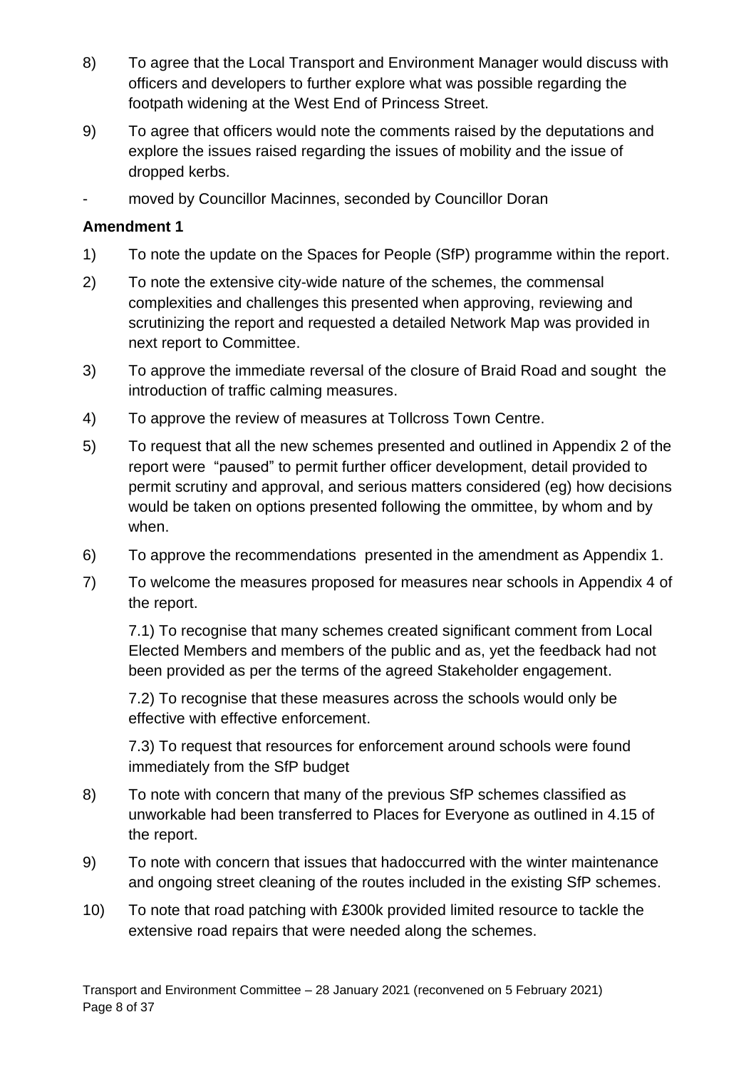8) To agree that the Local Transport and Environment Manager would discuss with officers and developers to further explore what was possible regarding the footpath widening at the West End of Princess Street.

9) To agree that officers would note the comments raised by the deputations and explore the issues raised regarding the issues of mobility and the issue of dropped kerbs.

- moved by Councillor Macinnes, seconded by Councillor Doran

**Amendment 1**

1) To note the update on the Spaces for People (SfP) programme within the report.

2) To note the extensive city-wide nature of the schemes, the commensal complexities and challenges this presented when approving, reviewing and scrutinizing the report and requested a detailed Network Map was provided in next report to Committee.

3) To approve the immediate reversal of the closure of Braid Road and sought the introduction of traffic calming measures.

4) To approve the review of measures at Tollcross Town Centre.

5) To request that all the new schemes presented and outlined in Appendix 2 of the report were "paused" to permit further officer development, detail provided to permit scrutiny and approval, and serious matters considered (eg) how decisions would be taken on options presented following the ommittee, by whom and by when.

6) To approve the recommendations presented in the amendment as Appendix 1.

7) To welcome the measures proposed for measures near schools in Appendix 4 of the report.

   7.1) To recognise that many schemes created significant comment from Local Elected Members and members of the public and as, yet the feedback had not been provided as per the terms of the agreed Stakeholder engagement.

   7.2) To recognise that these measures across the schools would only be effective with effective enforcement.

   7.3) To request that resources for enforcement around schools were found immediately from the SfP budget

8) To note with concern that many of the previous SfP schemes classified as unworkable had been transferred to Places for Everyone as outlined in 4.15 of the report.

9) To note with concern that issues that hadoccurred with the winter maintenance and ongoing street cleaning of the routes included in the existing SfP schemes.

10) To note that road patching with £300k provided limited resource to tackle the extensive road repairs that were needed along the schemes.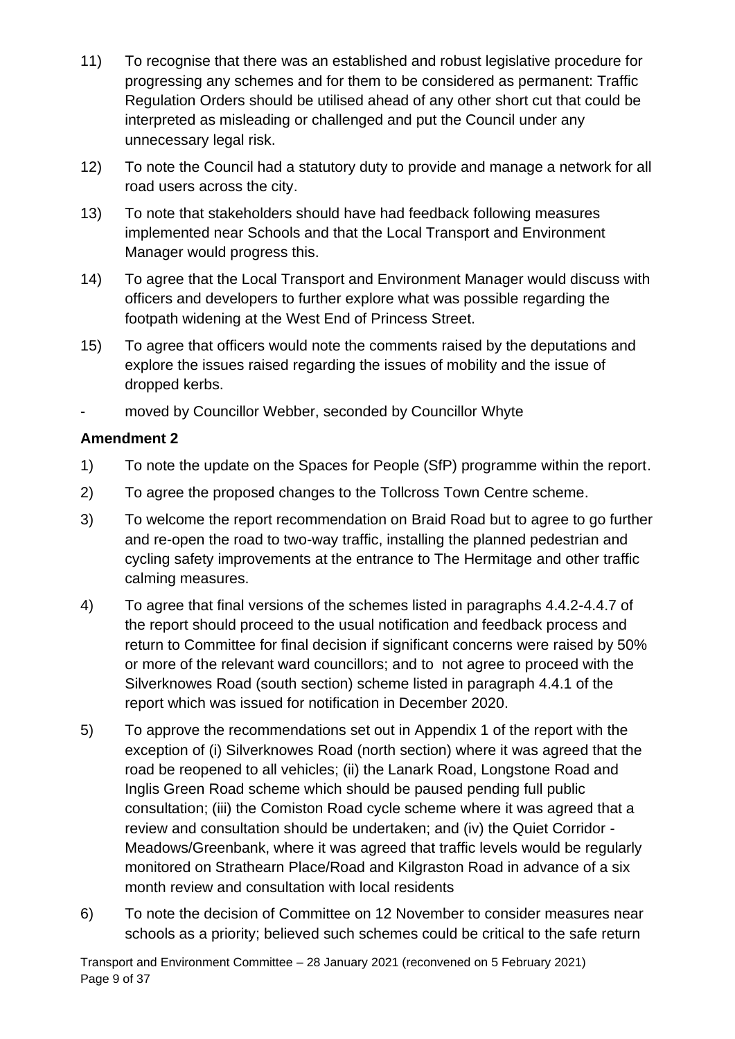11) To recognise that there was an established and robust legislative procedure for progressing any schemes and for them to be considered as permanent: Traffic Regulation Orders should be utilised ahead of any other short cut that could be interpreted as misleading or challenged and put the Council under any unnecessary legal risk.

12) To note the Council had a statutory duty to provide and manage a network for all road users across the city.

13) To note that stakeholders should have had feedback following measures implemented near Schools and that the Local Transport and Environment Manager would progress this.

14) To agree that the Local Transport and Environment Manager would discuss with officers and developers to further explore what was possible regarding the footpath widening at the West End of Princess Street.

15) To agree that officers would note the comments raised by the deputations and explore the issues raised regarding the issues of mobility and the issue of dropped kerbs.

- moved by Councillor Webber, seconded by Councillor Whyte

**Amendment 2**

1) To note the update on the Spaces for People (SfP) programme within the report.

2) To agree the proposed changes to the Tollcross Town Centre scheme.

3) To welcome the report recommendation on Braid Road but to agree to go further and re-open the road to two-way traffic, installing the planned pedestrian and cycling safety improvements at the entrance to The Hermitage and other traffic calming measures.

4) To agree that final versions of the schemes listed in paragraphs 4.4.2-4.4.7 of the report should proceed to the usual notification and feedback process and return to Committee for final decision if significant concerns were raised by 50% or more of the relevant ward councillors; and to not agree to proceed with the Silverknowes Road (south section) scheme listed in paragraph 4.4.1 of the report which was issued for notification in December 2020.

5) To approve the recommendations set out in Appendix 1 of the report with the exception of (i) Silverknowes Road (north section) where it was agreed that the road be reopened to all vehicles; (ii) the Lanark Road, Longstone Road and Inglis Green Road scheme which should be paused pending full public consultation; (iii) the Comiston Road cycle scheme where it was agreed that a review and consultation should be undertaken; and (iv) the Quiet Corridor - Meadows/Greenbank, where it was agreed that traffic levels would be regularly monitored on Strathearn Place/Road and Kilgraston Road in advance of a six month review and consultation with local residents

6) To note the decision of Committee on 12 November to consider measures near schools as a priority; believed such schemes could be critical to the safe return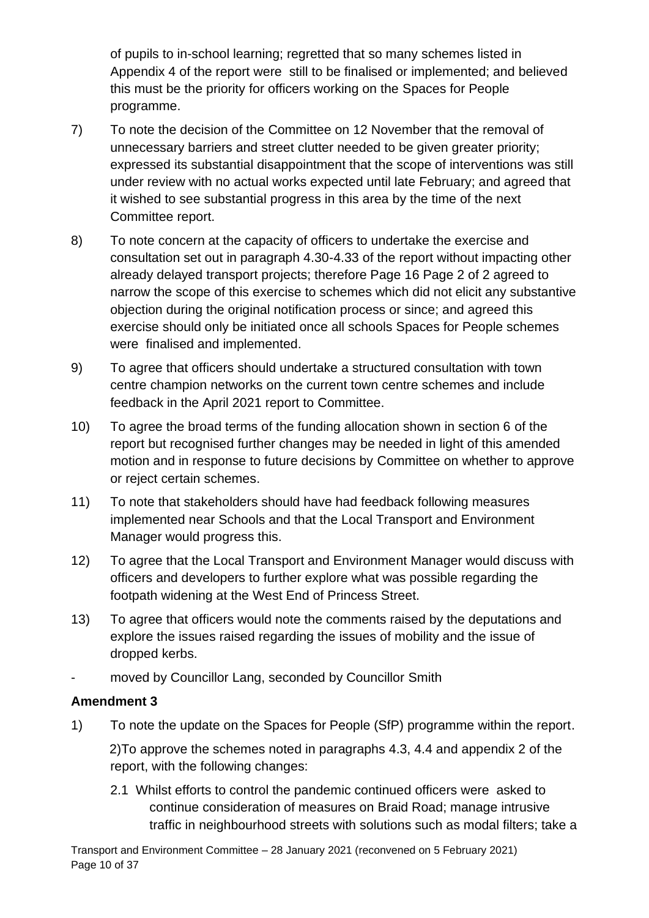of pupils to in-school learning; regretted that so many schemes listed in Appendix 4 of the report were still to be finalised or implemented; and believed this must be the priority for officers working on the Spaces for People programme.

7) To note the decision of the Committee on 12 November that the removal of unnecessary barriers and street clutter needed to be given greater priority; expressed its substantial disappointment that the scope of interventions was still under review with no actual works expected until late February; and agreed that it wished to see substantial progress in this area by the time of the next Committee report.

8) To note concern at the capacity of officers to undertake the exercise and consultation set out in paragraph 4.30-4.33 of the report without impacting other already delayed transport projects; therefore Page 16 Page 2 of 2 agreed to narrow the scope of this exercise to schemes which did not elicit any substantive objection during the original notification process or since; and agreed this exercise should only be initiated once all schools Spaces for People schemes were finalised and implemented.

9) To agree that officers should undertake a structured consultation with town centre champion networks on the current town centre schemes and include feedback in the April 2021 report to Committee.

10) To agree the broad terms of the funding allocation shown in section 6 of the report but recognised further changes may be needed in light of this amended motion and in response to future decisions by Committee on whether to approve or reject certain schemes.

11) To note that stakeholders should have had feedback following measures implemented near Schools and that the Local Transport and Environment Manager would progress this.

12) To agree that the Local Transport and Environment Manager would discuss with officers and developers to further explore what was possible regarding the footpath widening at the West End of Princess Street.

13) To agree that officers would note the comments raised by the deputations and explore the issues raised regarding the issues of mobility and the issue of dropped kerbs.

- moved by Councillor Lang, seconded by Councillor Smith

**Amendment 3**

1) To note the update on the Spaces for People (SfP) programme within the report.

2) To approve the schemes noted in paragraphs 4.3, 4.4 and appendix 2 of the report, with the following changes:

2.1 Whilst efforts to control the pandemic continued officers were asked to continue consideration of measures on Braid Road; manage intrusive traffic in neighbourhood streets with solutions such as modal filters; take a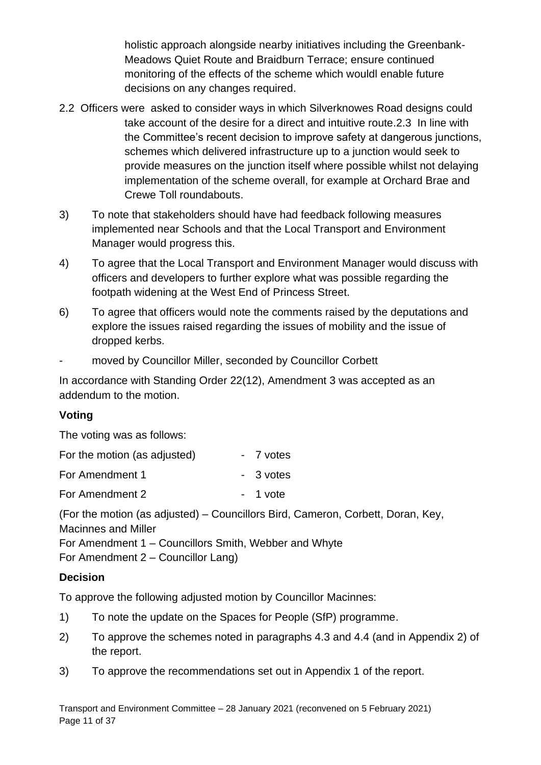holistic approach alongside nearby initiatives including the Greenbank-Meadows Quiet Route and Braidburn Terrace; ensure continued monitoring of the effects of the scheme which wouldl enable future decisions on any changes required.

2.2 Officers were asked to consider ways in which Silverknowes Road designs could take account of the desire for a direct and intuitive route.2.3 In line with the Committee's recent decision to improve safety at dangerous junctions, schemes which delivered infrastructure up to a junction would seek to provide measures on the junction itself where possible whilst not delaying implementation of the scheme overall, for example at Orchard Brae and Crewe Toll roundabouts.

3) To note that stakeholders should have had feedback following measures implemented near Schools and that the Local Transport and Environment Manager would progress this.

4) To agree that the Local Transport and Environment Manager would discuss with officers and developers to further explore what was possible regarding the footpath widening at the West End of Princess Street.

6) To agree that officers would note the comments raised by the deputations and explore the issues raised regarding the issues of mobility and the issue of dropped kerbs.

- moved by Councillor Miller, seconded by Councillor Corbett

In accordance with Standing Order 22(12), Amendment 3 was accepted as an addendum to the motion.

**Voting**

The voting was as follows:

For the motion (as adjusted) - 7 votes

For Amendment 1 - 3 votes

For Amendment 2 - 1 vote

(For the motion (as adjusted) – Councillors Bird, Cameron, Corbett, Doran, Key, Macinnes and Miller
For Amendment 1 – Councillors Smith, Webber and Whyte
For Amendment 2 – Councillor Lang)

**Decision**

To approve the following adjusted motion by Councillor Macinnes:

1) To note the update on the Spaces for People (SfP) programme.

2) To approve the schemes noted in paragraphs 4.3 and 4.4 (and in Appendix 2) of the report.

3) To approve the recommendations set out in Appendix 1 of the report.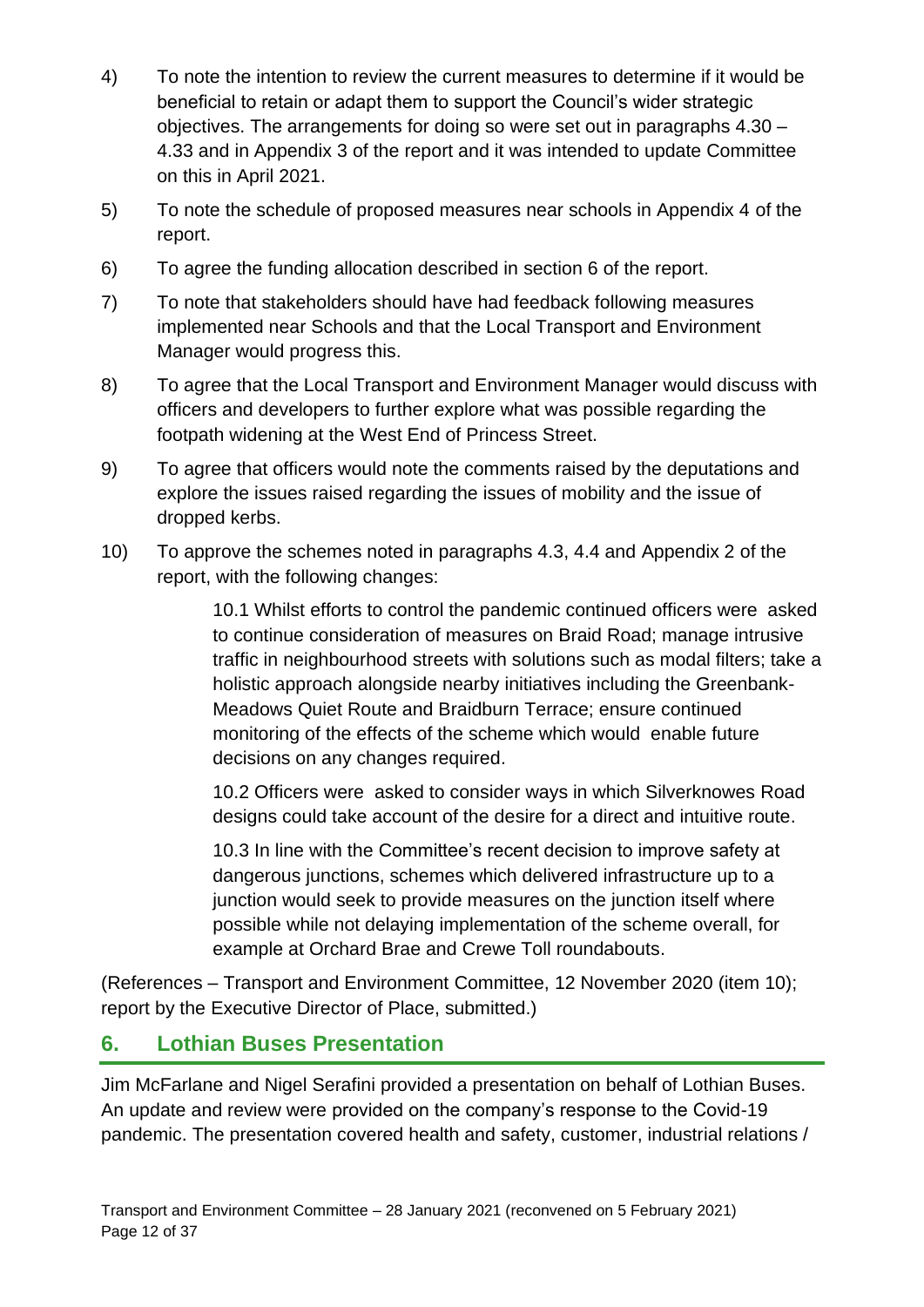4) To note the intention to review the current measures to determine if it would be beneficial to retain or adapt them to support the Council's wider strategic objectives. The arrangements for doing so were set out in paragraphs 4.30 – 4.33 and in Appendix 3 of the report and it was intended to update Committee on this in April 2021.

5) To note the schedule of proposed measures near schools in Appendix 4 of the report.

6) To agree the funding allocation described in section 6 of the report.

7) To note that stakeholders should have had feedback following measures implemented near Schools and that the Local Transport and Environment Manager would progress this.

8) To agree that the Local Transport and Environment Manager would discuss with officers and developers to further explore what was possible regarding the footpath widening at the West End of Princess Street.

9) To agree that officers would note the comments raised by the deputations and explore the issues raised regarding the issues of mobility and the issue of dropped kerbs.

10) To approve the schemes noted in paragraphs 4.3, 4.4 and Appendix 2 of the report, with the following changes:

    10.1 Whilst efforts to control the pandemic continued officers were asked to continue consideration of measures on Braid Road; manage intrusive traffic in neighbourhood streets with solutions such as modal filters; take a holistic approach alongside nearby initiatives including the Greenbank-Meadows Quiet Route and Braidburn Terrace; ensure continued monitoring of the effects of the scheme which would enable future decisions on any changes required.

    10.2 Officers were asked to consider ways in which Silverknowes Road designs could take account of the desire for a direct and intuitive route.

    10.3 In line with the Committee's recent decision to improve safety at dangerous junctions, schemes which delivered infrastructure up to a junction would seek to provide measures on the junction itself where possible while not delaying implementation of the scheme overall, for example at Orchard Brae and Crewe Toll roundabouts.

(References – Transport and Environment Committee, 12 November 2020 (item 10); report by the Executive Director of Place, submitted.)

## 6. Lothian Buses Presentation

Jim McFarlane and Nigel Serafini provided a presentation on behalf of Lothian Buses. An update and review were provided on the company's response to the Covid-19 pandemic. The presentation covered health and safety, customer, industrial relations /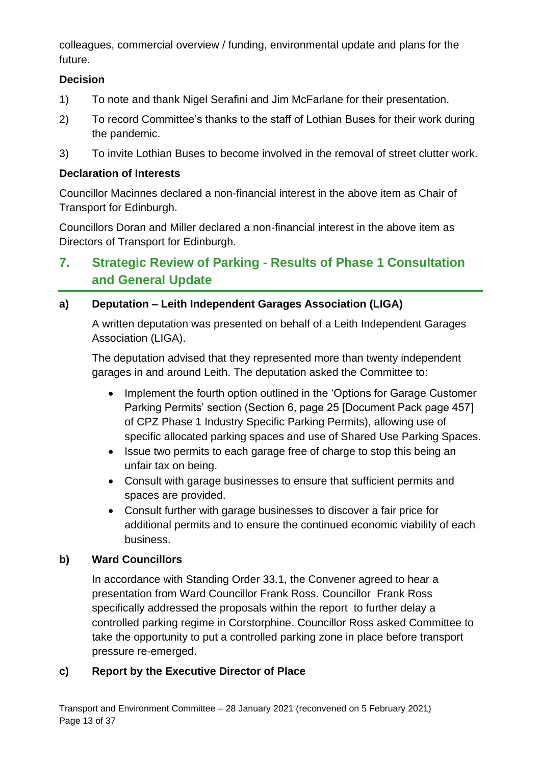colleagues, commercial overview / funding, environmental update and plans for the future.

**Decision**

1) To note and thank Nigel Serafini and Jim McFarlane for their presentation.

2) To record Committee's thanks to the staff of Lothian Buses for their work during the pandemic.

3) To invite Lothian Buses to become involved in the removal of street clutter work.

**Declaration of Interests**

Councillor Macinnes declared a non-financial interest in the above item as Chair of Transport for Edinburgh.

Councillors Doran and Miller declared a non-financial interest in the above item as Directors of Transport for Edinburgh.

## 7. Strategic Review of Parking - Results of Phase 1 Consultation and General Update

### a) Deputation – Leith Independent Garages Association (LIGA)

A written deputation was presented on behalf of a Leith Independent Garages Association (LIGA).

The deputation advised that they represented more than twenty independent garages in and around Leith. The deputation asked the Committee to:

- Implement the fourth option outlined in the 'Options for Garage Customer Parking Permits' section (Section 6, page 25 [Document Pack page 457] of CPZ Phase 1 Industry Specific Parking Permits), allowing use of specific allocated parking spaces and use of Shared Use Parking Spaces.
- Issue two permits to each garage free of charge to stop this being an unfair tax on being.
- Consult with garage businesses to ensure that sufficient permits and spaces are provided.
- Consult further with garage businesses to discover a fair price for additional permits and to ensure the continued economic viability of each business.

### b) Ward Councillors

In accordance with Standing Order 33.1, the Convener agreed to hear a presentation from Ward Councillor Frank Ross. Councillor Frank Ross specifically addressed the proposals within the report to further delay a controlled parking regime in Corstorphine. Councillor Ross asked Committee to take the opportunity to put a controlled parking zone in place before transport pressure re-emerged.

### c) Report by the Executive Director of Place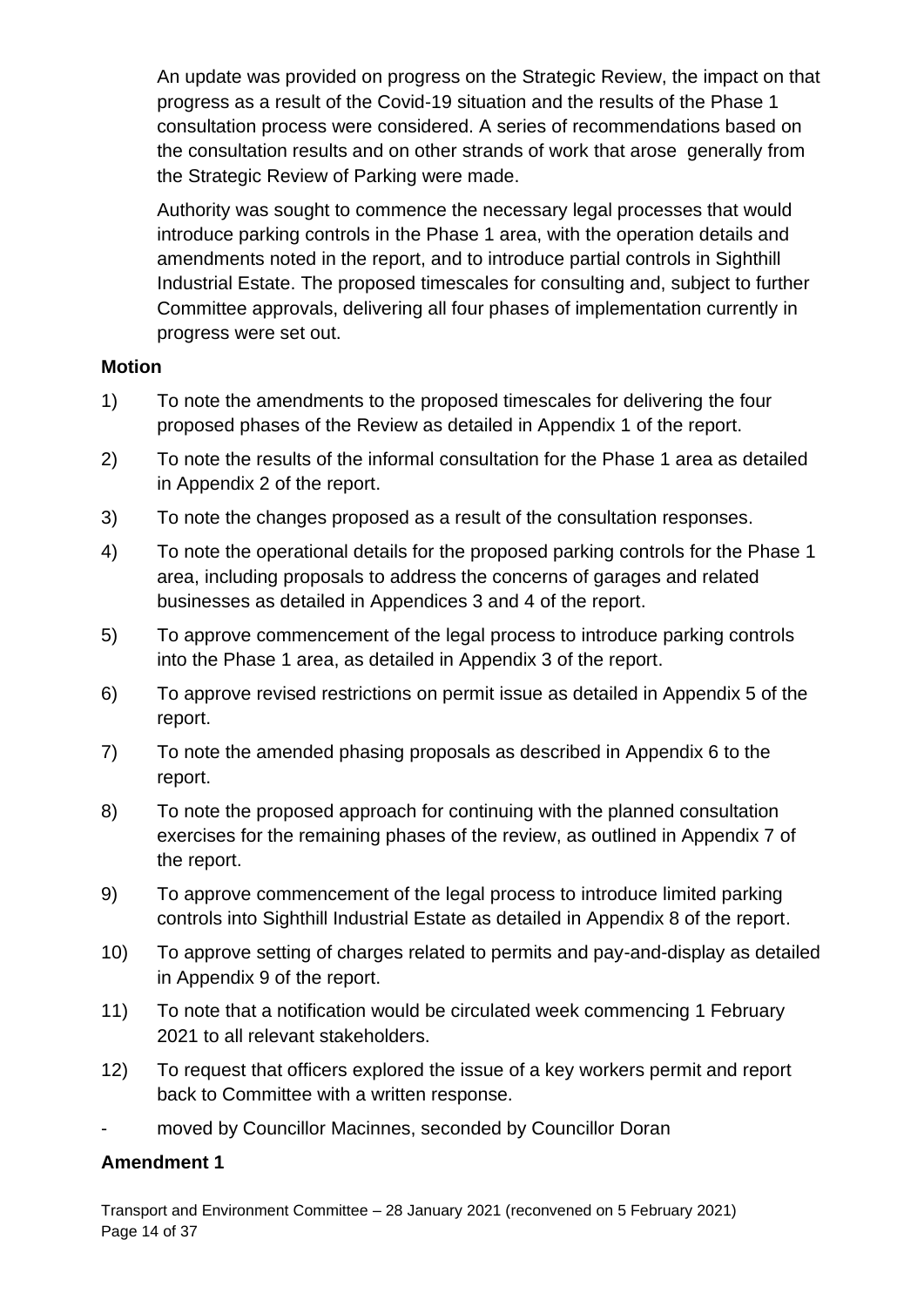An update was provided on progress on the Strategic Review, the impact on that progress as a result of the Covid-19 situation and the results of the Phase 1 consultation process were considered. A series of recommendations based on the consultation results and on other strands of work that arose generally from the Strategic Review of Parking were made.

Authority was sought to commence the necessary legal processes that would introduce parking controls in the Phase 1 area, with the operation details and amendments noted in the report, and to introduce partial controls in Sighthill Industrial Estate. The proposed timescales for consulting and, subject to further Committee approvals, delivering all four phases of implementation currently in progress were set out.

**Motion**

1) To note the amendments to the proposed timescales for delivering the four proposed phases of the Review as detailed in Appendix 1 of the report.

2) To note the results of the informal consultation for the Phase 1 area as detailed in Appendix 2 of the report.

3) To note the changes proposed as a result of the consultation responses.

4) To note the operational details for the proposed parking controls for the Phase 1 area, including proposals to address the concerns of garages and related businesses as detailed in Appendices 3 and 4 of the report.

5) To approve commencement of the legal process to introduce parking controls into the Phase 1 area, as detailed in Appendix 3 of the report.

6) To approve revised restrictions on permit issue as detailed in Appendix 5 of the report.

7) To note the amended phasing proposals as described in Appendix 6 to the report.

8) To note the proposed approach for continuing with the planned consultation exercises for the remaining phases of the review, as outlined in Appendix 7 of the report.

9) To approve commencement of the legal process to introduce limited parking controls into Sighthill Industrial Estate as detailed in Appendix 8 of the report.

10) To approve setting of charges related to permits and pay-and-display as detailed in Appendix 9 of the report.

11) To note that a notification would be circulated week commencing 1 February 2021 to all relevant stakeholders.

12) To request that officers explored the issue of a key workers permit and report back to Committee with a written response.

- moved by Councillor Macinnes, seconded by Councillor Doran

**Amendment 1**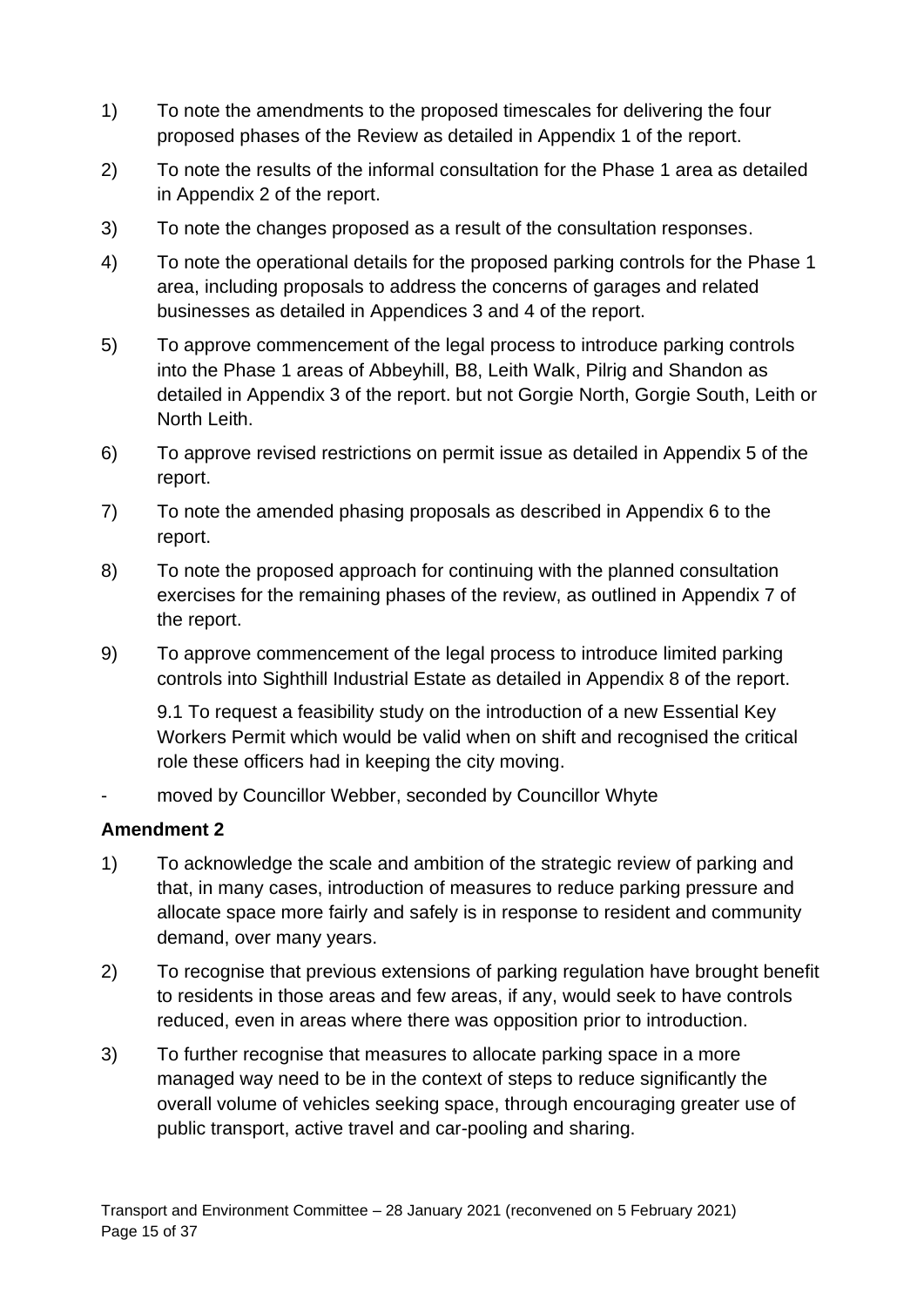1) To note the amendments to the proposed timescales for delivering the four proposed phases of the Review as detailed in Appendix 1 of the report.

2) To note the results of the informal consultation for the Phase 1 area as detailed in Appendix 2 of the report.

3) To note the changes proposed as a result of the consultation responses.

4) To note the operational details for the proposed parking controls for the Phase 1 area, including proposals to address the concerns of garages and related businesses as detailed in Appendices 3 and 4 of the report.

5) To approve commencement of the legal process to introduce parking controls into the Phase 1 areas of Abbeyhill, B8, Leith Walk, Pilrig and Shandon as detailed in Appendix 3 of the report. but not Gorgie North, Gorgie South, Leith or North Leith.

6) To approve revised restrictions on permit issue as detailed in Appendix 5 of the report.

7) To note the amended phasing proposals as described in Appendix 6 to the report.

8) To note the proposed approach for continuing with the planned consultation exercises for the remaining phases of the review, as outlined in Appendix 7 of the report.

9) To approve commencement of the legal process to introduce limited parking controls into Sighthill Industrial Estate as detailed in Appendix 8 of the report.

   9.1 To request a feasibility study on the introduction of a new Essential Key Workers Permit which would be valid when on shift and recognised the critical role these officers had in keeping the city moving.

- moved by Councillor Webber, seconded by Councillor Whyte

**Amendment 2**

1) To acknowledge the scale and ambition of the strategic review of parking and that, in many cases, introduction of measures to reduce parking pressure and allocate space more fairly and safely is in response to resident and community demand, over many years.

2) To recognise that previous extensions of parking regulation have brought benefit to residents in those areas and few areas, if any, would seek to have controls reduced, even in areas where there was opposition prior to introduction.

3) To further recognise that measures to allocate parking space in a more managed way need to be in the context of steps to reduce significantly the overall volume of vehicles seeking space, through encouraging greater use of public transport, active travel and car-pooling and sharing.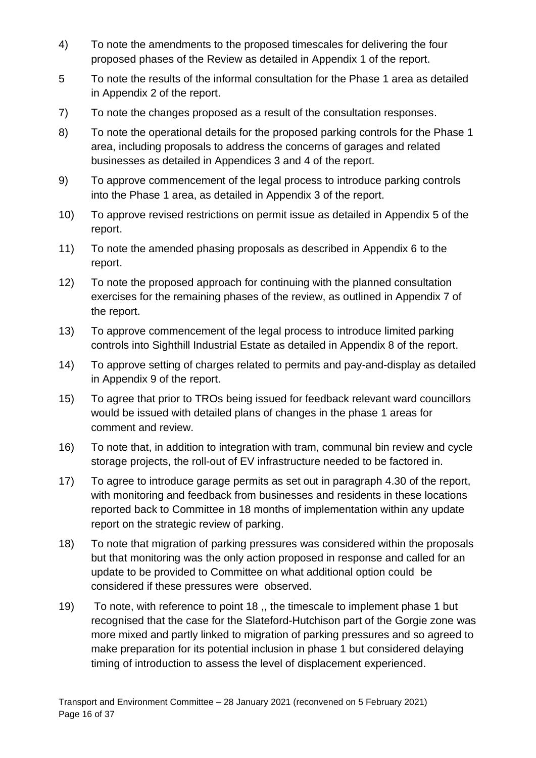4) To note the amendments to the proposed timescales for delivering the four proposed phases of the Review as detailed in Appendix 1 of the report.

5 To note the results of the informal consultation for the Phase 1 area as detailed in Appendix 2 of the report.

7) To note the changes proposed as a result of the consultation responses.

8) To note the operational details for the proposed parking controls for the Phase 1 area, including proposals to address the concerns of garages and related businesses as detailed in Appendices 3 and 4 of the report.

9) To approve commencement of the legal process to introduce parking controls into the Phase 1 area, as detailed in Appendix 3 of the report.

10) To approve revised restrictions on permit issue as detailed in Appendix 5 of the report.

11) To note the amended phasing proposals as described in Appendix 6 to the report.

12) To note the proposed approach for continuing with the planned consultation exercises for the remaining phases of the review, as outlined in Appendix 7 of the report.

13) To approve commencement of the legal process to introduce limited parking controls into Sighthill Industrial Estate as detailed in Appendix 8 of the report.

14) To approve setting of charges related to permits and pay-and-display as detailed in Appendix 9 of the report.

15) To agree that prior to TROs being issued for feedback relevant ward councillors would be issued with detailed plans of changes in the phase 1 areas for comment and review.

16) To note that, in addition to integration with tram, communal bin review and cycle storage projects, the roll-out of EV infrastructure needed to be factored in.

17) To agree to introduce garage permits as set out in paragraph 4.30 of the report, with monitoring and feedback from businesses and residents in these locations reported back to Committee in 18 months of implementation within any update report on the strategic review of parking.

18) To note that migration of parking pressures was considered within the proposals but that monitoring was the only action proposed in response and called for an update to be provided to Committee on what additional option could be considered if these pressures were observed.

19) To note, with reference to point 18 ,, the timescale to implement phase 1 but recognised that the case for the Slateford-Hutchison part of the Gorgie zone was more mixed and partly linked to migration of parking pressures and so agreed to make preparation for its potential inclusion in phase 1 but considered delaying timing of introduction to assess the level of displacement experienced.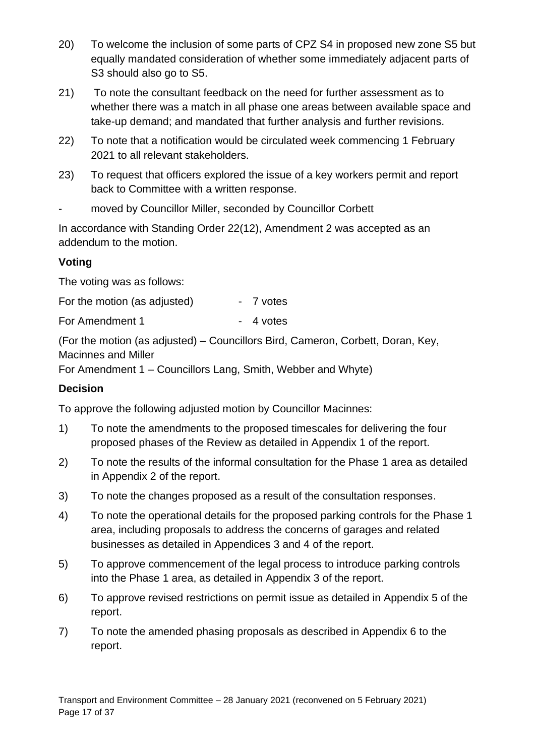20) To welcome the inclusion of some parts of CPZ S4 in proposed new zone S5 but equally mandated consideration of whether some immediately adjacent parts of S3 should also go to S5.

21) To note the consultant feedback on the need for further assessment as to whether there was a match in all phase one areas between available space and take-up demand; and mandated that further analysis and further revisions.

22) To note that a notification would be circulated week commencing 1 February 2021 to all relevant stakeholders.

23) To request that officers explored the issue of a key workers permit and report back to Committee with a written response.

- moved by Councillor Miller, seconded by Councillor Corbett

In accordance with Standing Order 22(12), Amendment 2 was accepted as an addendum to the motion.

**Voting**

The voting was as follows:

For the motion (as adjusted) - 7 votes

For Amendment 1 - 4 votes

(For the motion (as adjusted) – Councillors Bird, Cameron, Corbett, Doran, Key, Macinnes and Miller
For Amendment 1 – Councillors Lang, Smith, Webber and Whyte)

**Decision**

To approve the following adjusted motion by Councillor Macinnes:

1) To note the amendments to the proposed timescales for delivering the four proposed phases of the Review as detailed in Appendix 1 of the report.

2) To note the results of the informal consultation for the Phase 1 area as detailed in Appendix 2 of the report.

3) To note the changes proposed as a result of the consultation responses.

4) To note the operational details for the proposed parking controls for the Phase 1 area, including proposals to address the concerns of garages and related businesses as detailed in Appendices 3 and 4 of the report.

5) To approve commencement of the legal process to introduce parking controls into the Phase 1 area, as detailed in Appendix 3 of the report.

6) To approve revised restrictions on permit issue as detailed in Appendix 5 of the report.

7) To note the amended phasing proposals as described in Appendix 6 to the report.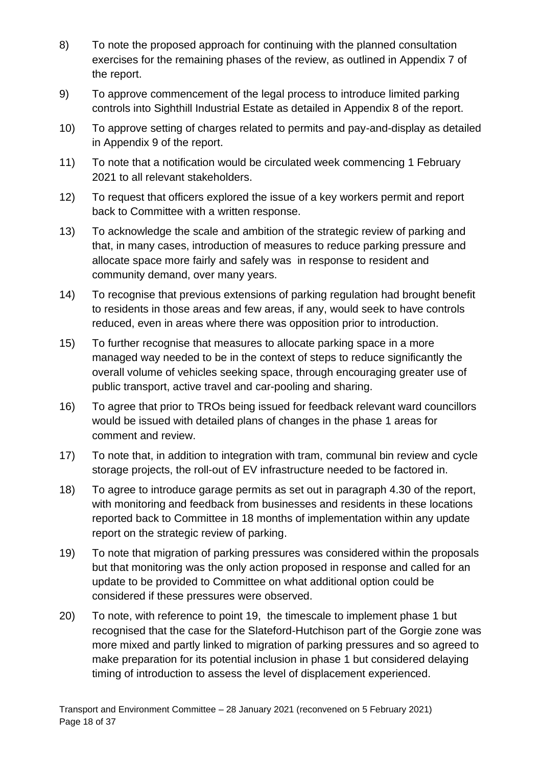8) To note the proposed approach for continuing with the planned consultation exercises for the remaining phases of the review, as outlined in Appendix 7 of the report.

9) To approve commencement of the legal process to introduce limited parking controls into Sighthill Industrial Estate as detailed in Appendix 8 of the report.

10) To approve setting of charges related to permits and pay-and-display as detailed in Appendix 9 of the report.

11) To note that a notification would be circulated week commencing 1 February 2021 to all relevant stakeholders.

12) To request that officers explored the issue of a key workers permit and report back to Committee with a written response.

13) To acknowledge the scale and ambition of the strategic review of parking and that, in many cases, introduction of measures to reduce parking pressure and allocate space more fairly and safely was in response to resident and community demand, over many years.

14) To recognise that previous extensions of parking regulation had brought benefit to residents in those areas and few areas, if any, would seek to have controls reduced, even in areas where there was opposition prior to introduction.

15) To further recognise that measures to allocate parking space in a more managed way needed to be in the context of steps to reduce significantly the overall volume of vehicles seeking space, through encouraging greater use of public transport, active travel and car-pooling and sharing.

16) To agree that prior to TROs being issued for feedback relevant ward councillors would be issued with detailed plans of changes in the phase 1 areas for comment and review.

17) To note that, in addition to integration with tram, communal bin review and cycle storage projects, the roll-out of EV infrastructure needed to be factored in.

18) To agree to introduce garage permits as set out in paragraph 4.30 of the report, with monitoring and feedback from businesses and residents in these locations reported back to Committee in 18 months of implementation within any update report on the strategic review of parking.

19) To note that migration of parking pressures was considered within the proposals but that monitoring was the only action proposed in response and called for an update to be provided to Committee on what additional option could be considered if these pressures were observed.

20) To note, with reference to point 19, the timescale to implement phase 1 but recognised that the case for the Slateford-Hutchison part of the Gorgie zone was more mixed and partly linked to migration of parking pressures and so agreed to make preparation for its potential inclusion in phase 1 but considered delaying timing of introduction to assess the level of displacement experienced.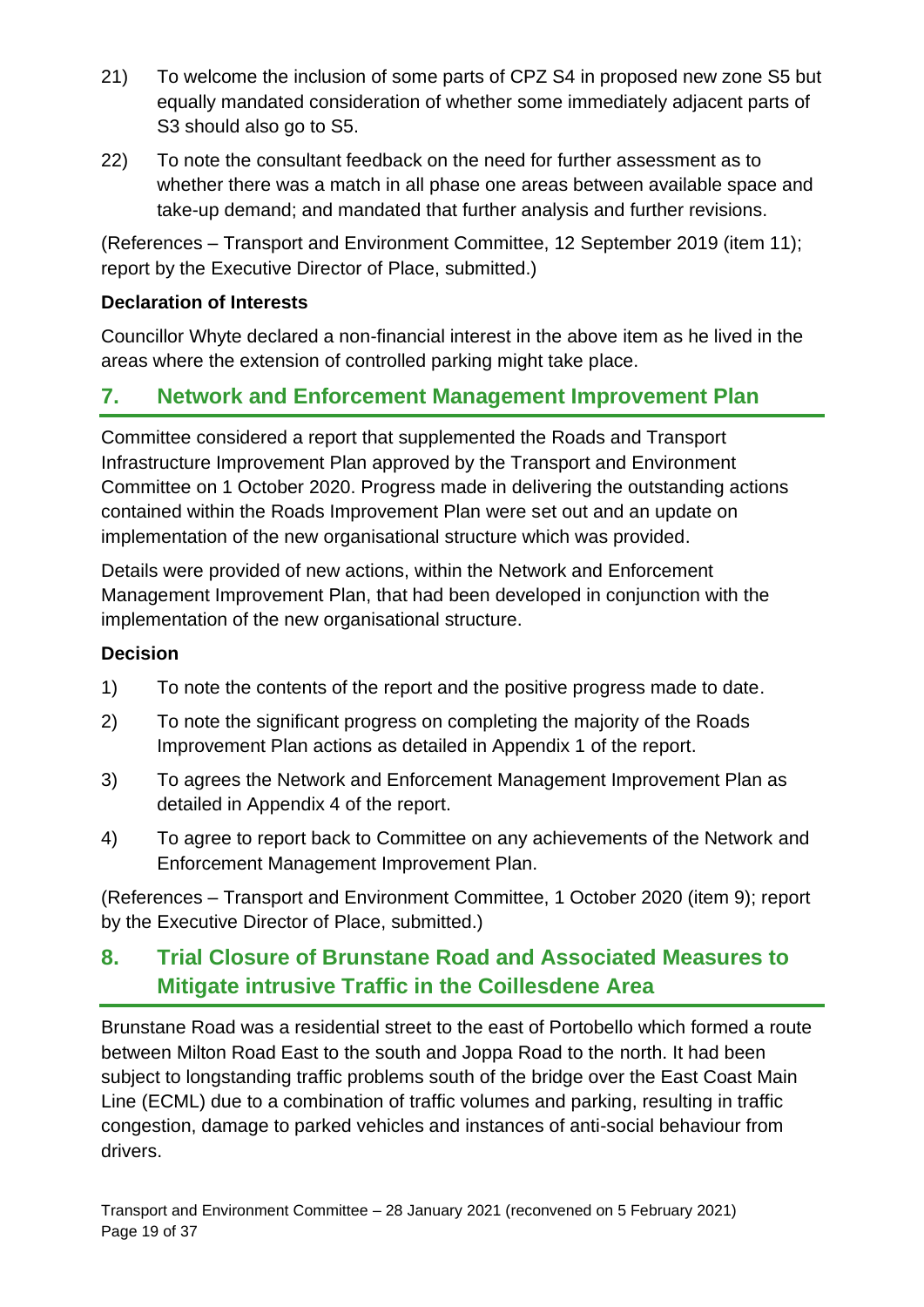21) To welcome the inclusion of some parts of CPZ S4 in proposed new zone S5 but equally mandated consideration of whether some immediately adjacent parts of S3 should also go to S5.

22) To note the consultant feedback on the need for further assessment as to whether there was a match in all phase one areas between available space and take-up demand; and mandated that further analysis and further revisions.

(References – Transport and Environment Committee, 12 September 2019 (item 11); report by the Executive Director of Place, submitted.)

**Declaration of Interests**

Councillor Whyte declared a non-financial interest in the above item as he lived in the areas where the extension of controlled parking might take place.

## 7. Network and Enforcement Management Improvement Plan

Committee considered a report that supplemented the Roads and Transport Infrastructure Improvement Plan approved by the Transport and Environment Committee on 1 October 2020. Progress made in delivering the outstanding actions contained within the Roads Improvement Plan were set out and an update on implementation of the new organisational structure which was provided.

Details were provided of new actions, within the Network and Enforcement Management Improvement Plan, that had been developed in conjunction with the implementation of the new organisational structure.

**Decision**

1) To note the contents of the report and the positive progress made to date.

2) To note the significant progress on completing the majority of the Roads Improvement Plan actions as detailed in Appendix 1 of the report.

3) To agrees the Network and Enforcement Management Improvement Plan as detailed in Appendix 4 of the report.

4) To agree to report back to Committee on any achievements of the Network and Enforcement Management Improvement Plan.

(References – Transport and Environment Committee, 1 October 2020 (item 9); report by the Executive Director of Place, submitted.)

## 8. Trial Closure of Brunstane Road and Associated Measures to Mitigate intrusive Traffic in the Coillesdene Area

Brunstane Road was a residential street to the east of Portobello which formed a route between Milton Road East to the south and Joppa Road to the north. It had been subject to longstanding traffic problems south of the bridge over the East Coast Main Line (ECML) due to a combination of traffic volumes and parking, resulting in traffic congestion, damage to parked vehicles and instances of anti-social behaviour from drivers.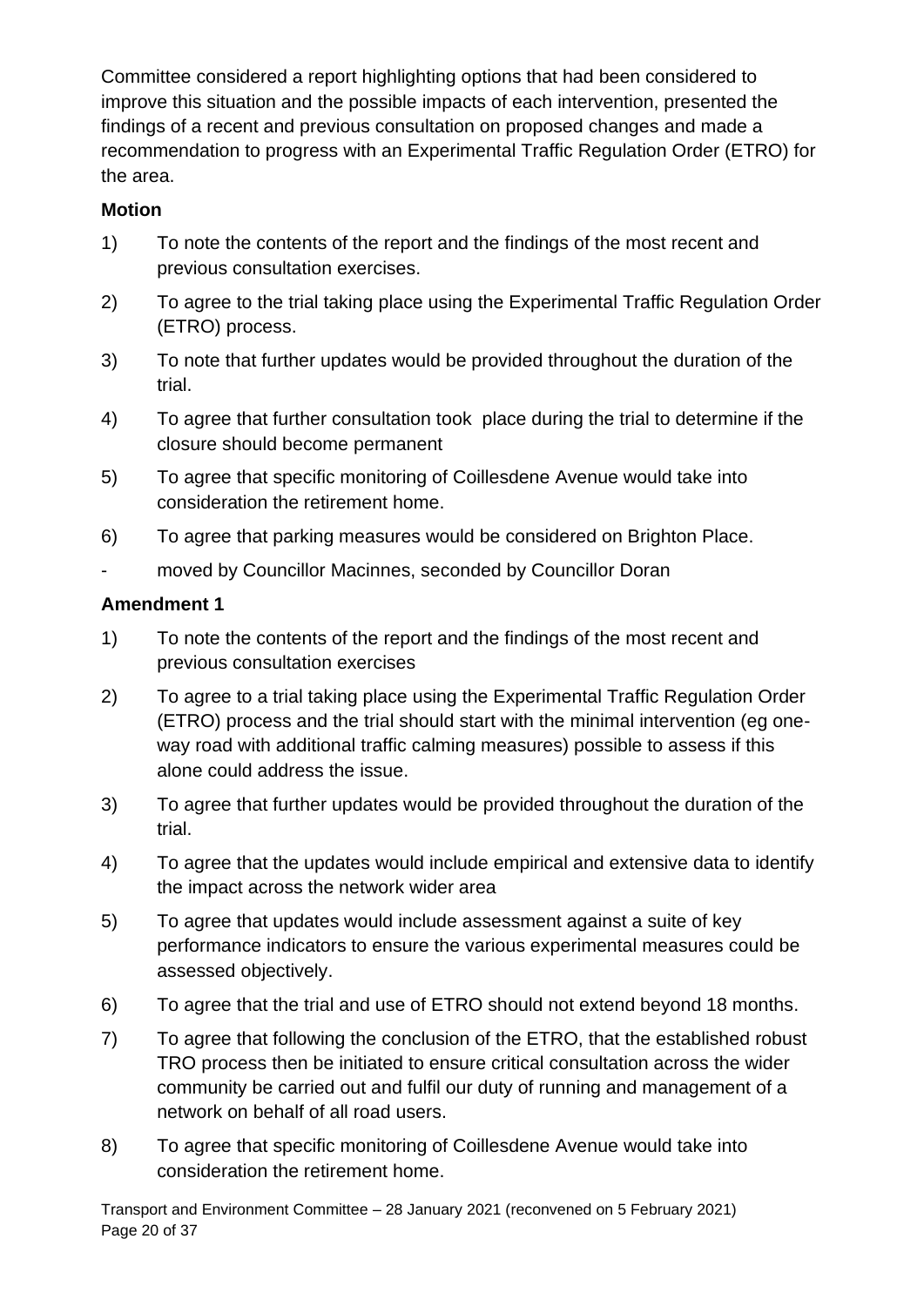Committee considered a report highlighting options that had been considered to improve this situation and the possible impacts of each intervention, presented the findings of a recent and previous consultation on proposed changes and made a recommendation to progress with an Experimental Traffic Regulation Order (ETRO) for the area.

**Motion**

1) To note the contents of the report and the findings of the most recent and previous consultation exercises.

2) To agree to the trial taking place using the Experimental Traffic Regulation Order (ETRO) process.

3) To note that further updates would be provided throughout the duration of the trial.

4) To agree that further consultation took place during the trial to determine if the closure should become permanent

5) To agree that specific monitoring of Coillesdene Avenue would take into consideration the retirement home.

6) To agree that parking measures would be considered on Brighton Place.

- moved by Councillor Macinnes, seconded by Councillor Doran

**Amendment 1**

1) To note the contents of the report and the findings of the most recent and previous consultation exercises

2) To agree to a trial taking place using the Experimental Traffic Regulation Order (ETRO) process and the trial should start with the minimal intervention (eg one-way road with additional traffic calming measures) possible to assess if this alone could address the issue.

3) To agree that further updates would be provided throughout the duration of the trial.

4) To agree that the updates would include empirical and extensive data to identify the impact across the network wider area

5) To agree that updates would include assessment against a suite of key performance indicators to ensure the various experimental measures could be assessed objectively.

6) To agree that the trial and use of ETRO should not extend beyond 18 months.

7) To agree that following the conclusion of the ETRO, that the established robust TRO process then be initiated to ensure critical consultation across the wider community be carried out and fulfil our duty of running and management of a network on behalf of all road users.

8) To agree that specific monitoring of Coillesdene Avenue would take into consideration the retirement home.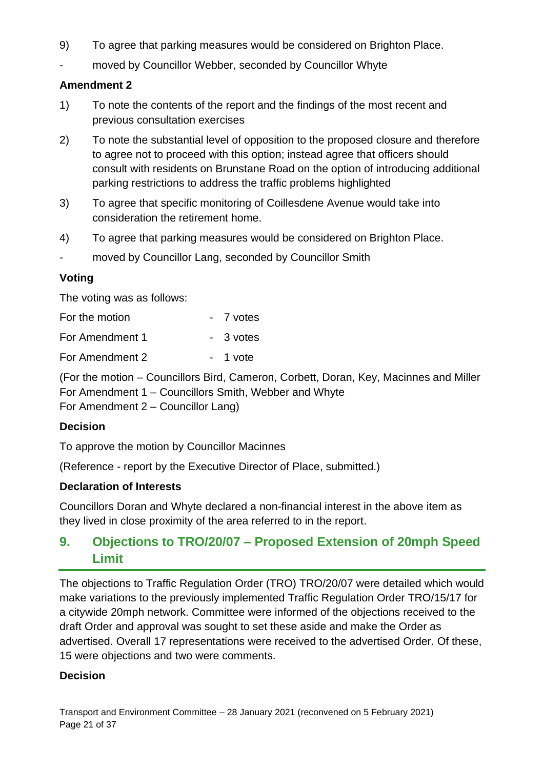9) To agree that parking measures would be considered on Brighton Place.

- moved by Councillor Webber, seconded by Councillor Whyte

**Amendment 2**

1) To note the contents of the report and the findings of the most recent and previous consultation exercises

2) To note the substantial level of opposition to the proposed closure and therefore to agree not to proceed with this option; instead agree that officers should consult with residents on Brunstane Road on the option of introducing additional parking restrictions to address the traffic problems highlighted

3) To agree that specific monitoring of Coillesdene Avenue would take into consideration the retirement home.

4) To agree that parking measures would be considered on Brighton Place.

- moved by Councillor Lang, seconded by Councillor Smith

**Voting**

The voting was as follows:

For the motion - 7 votes

For Amendment 1 - 3 votes

For Amendment 2 - 1 vote

(For the motion – Councillors Bird, Cameron, Corbett, Doran, Key, Macinnes and Miller
For Amendment 1 – Councillors Smith, Webber and Whyte
For Amendment 2 – Councillor Lang)

**Decision**

To approve the motion by Councillor Macinnes

(Reference - report by the Executive Director of Place, submitted.)

**Declaration of Interests**

Councillors Doran and Whyte declared a non-financial interest in the above item as they lived in close proximity of the area referred to in the report.

## 9. Objections to TRO/20/07 – Proposed Extension of 20mph Speed Limit

The objections to Traffic Regulation Order (TRO) TRO/20/07 were detailed which would make variations to the previously implemented Traffic Regulation Order TRO/15/17 for a citywide 20mph network. Committee were informed of the objections received to the draft Order and approval was sought to set these aside and make the Order as advertised. Overall 17 representations were received to the advertised Order. Of these, 15 were objections and two were comments.

**Decision**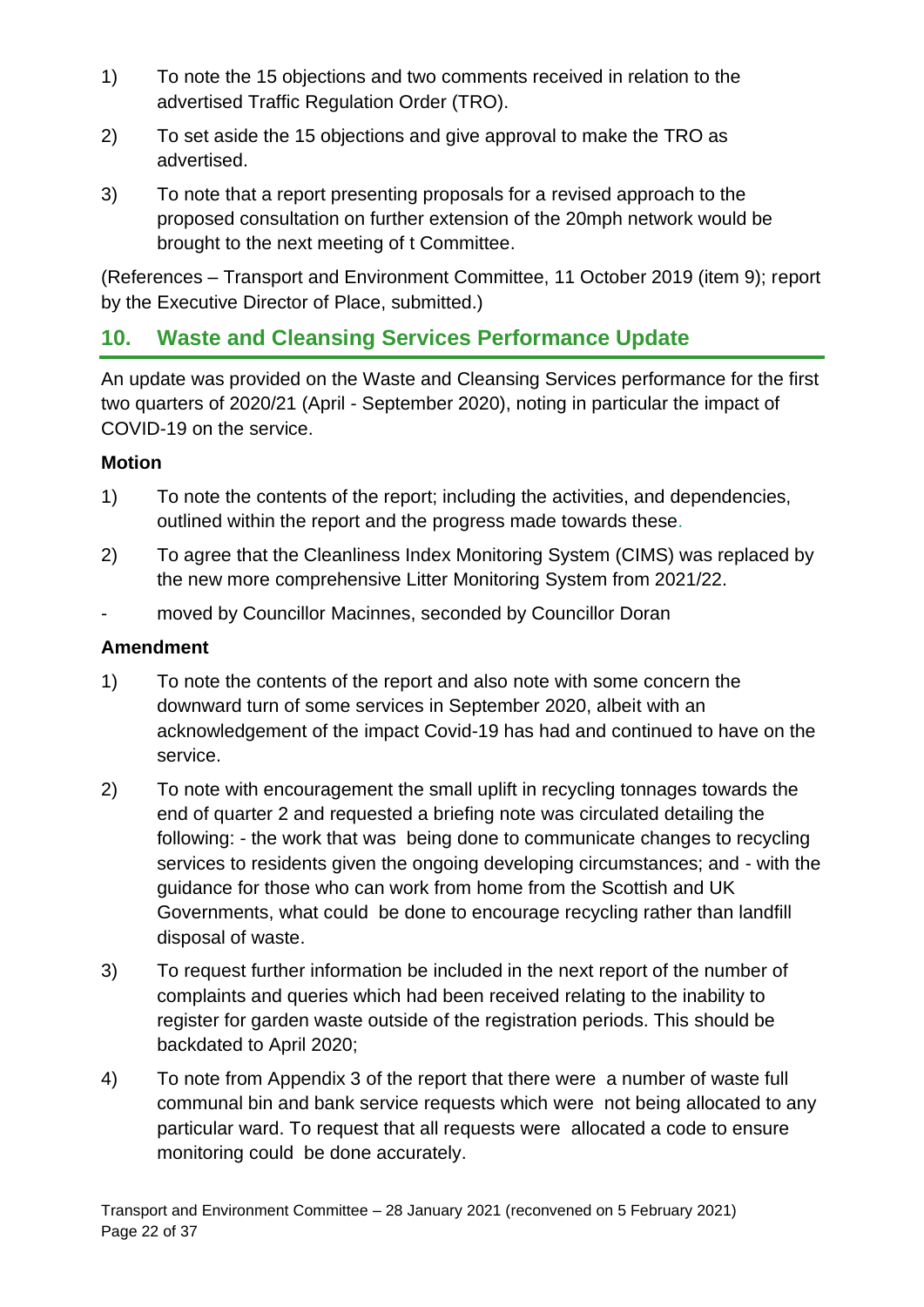1) To note the 15 objections and two comments received in relation to the advertised Traffic Regulation Order (TRO).

2) To set aside the 15 objections and give approval to make the TRO as advertised.

3) To note that a report presenting proposals for a revised approach to the proposed consultation on further extension of the 20mph network would be brought to the next meeting of t Committee.

(References – Transport and Environment Committee, 11 October 2019 (item 9); report by the Executive Director of Place, submitted.)

## 10. Waste and Cleansing Services Performance Update

An update was provided on the Waste and Cleansing Services performance for the first two quarters of 2020/21 (April - September 2020), noting in particular the impact of COVID-19 on the service.

**Motion**

1) To note the contents of the report; including the activities, and dependencies, outlined within the report and the progress made towards these.

2) To agree that the Cleanliness Index Monitoring System (CIMS) was replaced by the new more comprehensive Litter Monitoring System from 2021/22.

- moved by Councillor Macinnes, seconded by Councillor Doran

**Amendment**

1) To note the contents of the report and also note with some concern the downward turn of some services in September 2020, albeit with an acknowledgement of the impact Covid-19 has had and continued to have on the service.

2) To note with encouragement the small uplift in recycling tonnages towards the end of quarter 2 and requested a briefing note was circulated detailing the following: - the work that was being done to communicate changes to recycling services to residents given the ongoing developing circumstances; and - with the guidance for those who can work from home from the Scottish and UK Governments, what could be done to encourage recycling rather than landfill disposal of waste.

3) To request further information be included in the next report of the number of complaints and queries which had been received relating to the inability to register for garden waste outside of the registration periods. This should be backdated to April 2020;

4) To note from Appendix 3 of the report that there were a number of waste full communal bin and bank service requests which were not being allocated to any particular ward. To request that all requests were allocated a code to ensure monitoring could be done accurately.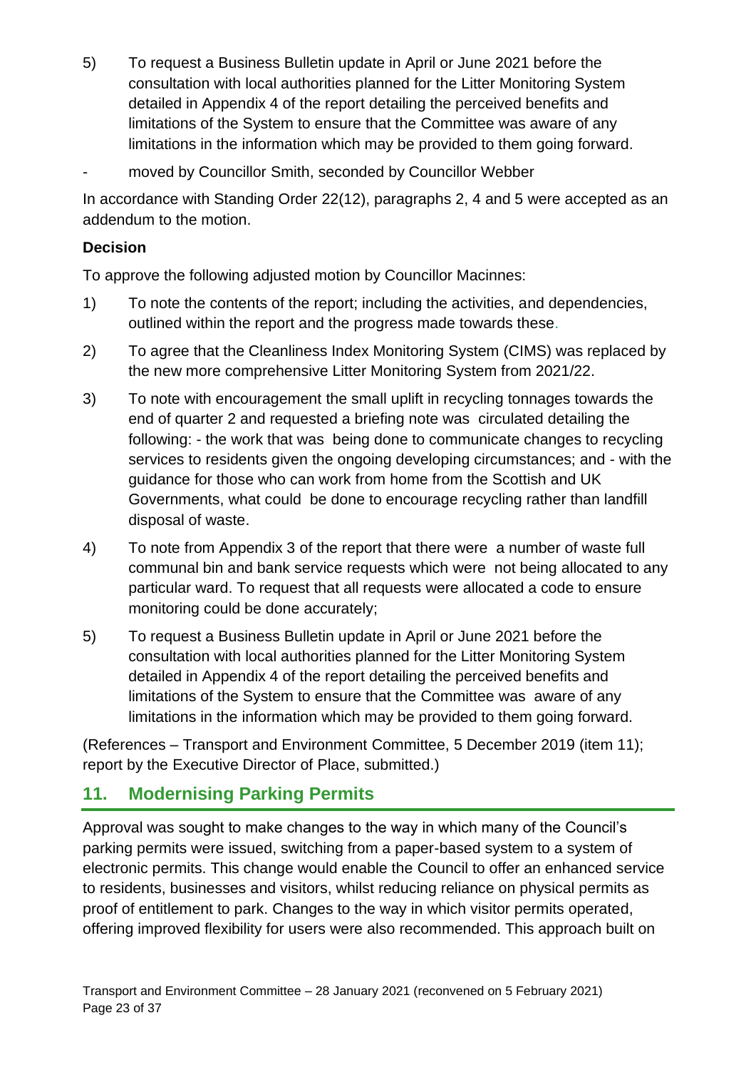5) To request a Business Bulletin update in April or June 2021 before the consultation with local authorities planned for the Litter Monitoring System detailed in Appendix 4 of the report detailing the perceived benefits and limitations of the System to ensure that the Committee was aware of any limitations in the information which may be provided to them going forward.

- moved by Councillor Smith, seconded by Councillor Webber

In accordance with Standing Order 22(12), paragraphs 2, 4 and 5 were accepted as an addendum to the motion.

**Decision**

To approve the following adjusted motion by Councillor Macinnes:

1) To note the contents of the report; including the activities, and dependencies, outlined within the report and the progress made towards these.

2) To agree that the Cleanliness Index Monitoring System (CIMS) was replaced by the new more comprehensive Litter Monitoring System from 2021/22.

3) To note with encouragement the small uplift in recycling tonnages towards the end of quarter 2 and requested a briefing note was circulated detailing the following: - the work that was being done to communicate changes to recycling services to residents given the ongoing developing circumstances; and - with the guidance for those who can work from home from the Scottish and UK Governments, what could be done to encourage recycling rather than landfill disposal of waste.

4) To note from Appendix 3 of the report that there were a number of waste full communal bin and bank service requests which were not being allocated to any particular ward. To request that all requests were allocated a code to ensure monitoring could be done accurately;

5) To request a Business Bulletin update in April or June 2021 before the consultation with local authorities planned for the Litter Monitoring System detailed in Appendix 4 of the report detailing the perceived benefits and limitations of the System to ensure that the Committee was aware of any limitations in the information which may be provided to them going forward.

(References – Transport and Environment Committee, 5 December 2019 (item 11); report by the Executive Director of Place, submitted.)

## 11. Modernising Parking Permits

Approval was sought to make changes to the way in which many of the Council's parking permits were issued, switching from a paper-based system to a system of electronic permits. This change would enable the Council to offer an enhanced service to residents, businesses and visitors, whilst reducing reliance on physical permits as proof of entitlement to park. Changes to the way in which visitor permits operated, offering improved flexibility for users were also recommended. This approach built on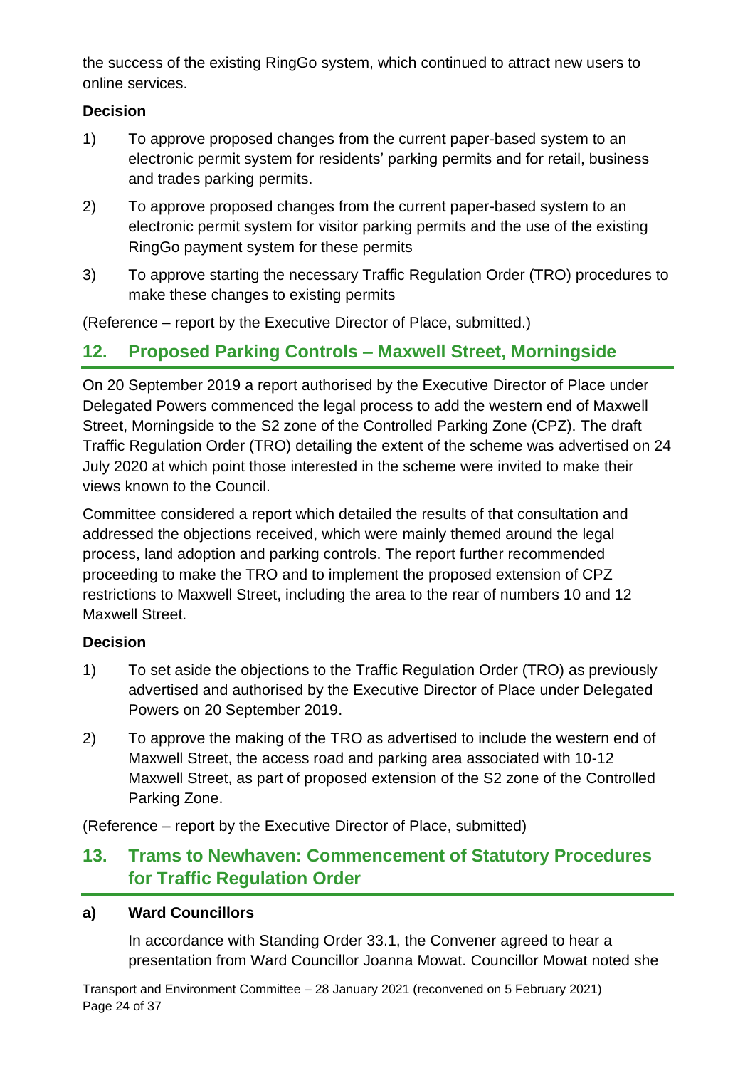the success of the existing RingGo system, which continued to attract new users to online services.

### Decision

1) To approve proposed changes from the current paper-based system to an electronic permit system for residents' parking permits and for retail, business and trades parking permits.

2) To approve proposed changes from the current paper-based system to an electronic permit system for visitor parking permits and the use of the existing RingGo payment system for these permits

3) To approve starting the necessary Traffic Regulation Order (TRO) procedures to make these changes to existing permits

(Reference – report by the Executive Director of Place, submitted.)

## 12. Proposed Parking Controls – Maxwell Street, Morningside

On 20 September 2019 a report authorised by the Executive Director of Place under Delegated Powers commenced the legal process to add the western end of Maxwell Street, Morningside to the S2 zone of the Controlled Parking Zone (CPZ). The draft Traffic Regulation Order (TRO) detailing the extent of the scheme was advertised on 24 July 2020 at which point those interested in the scheme were invited to make their views known to the Council.

Committee considered a report which detailed the results of that consultation and addressed the objections received, which were mainly themed around the legal process, land adoption and parking controls. The report further recommended proceeding to make the TRO and to implement the proposed extension of CPZ restrictions to Maxwell Street, including the area to the rear of numbers 10 and 12 Maxwell Street.

### Decision

1) To set aside the objections to the Traffic Regulation Order (TRO) as previously advertised and authorised by the Executive Director of Place under Delegated Powers on 20 September 2019.

2) To approve the making of the TRO as advertised to include the western end of Maxwell Street, the access road and parking area associated with 10-12 Maxwell Street, as part of proposed extension of the S2 zone of the Controlled Parking Zone.

(Reference – report by the Executive Director of Place, submitted)

## 13. Trams to Newhaven: Commencement of Statutory Procedures for Traffic Regulation Order

### a) Ward Councillors

In accordance with Standing Order 33.1, the Convener agreed to hear a presentation from Ward Councillor Joanna Mowat. Councillor Mowat noted she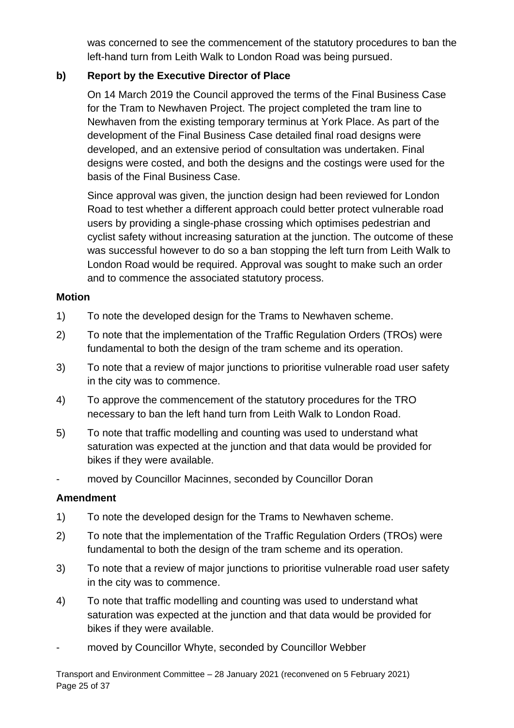was concerned to see the commencement of the statutory procedures to ban the left-hand turn from Leith Walk to London Road was being pursued.

**b) Report by the Executive Director of Place**

On 14 March 2019 the Council approved the terms of the Final Business Case for the Tram to Newhaven Project. The project completed the tram line to Newhaven from the existing temporary terminus at York Place. As part of the development of the Final Business Case detailed final road designs were developed, and an extensive period of consultation was undertaken. Final designs were costed, and both the designs and the costings were used for the basis of the Final Business Case.

Since approval was given, the junction design had been reviewed for London Road to test whether a different approach could better protect vulnerable road users by providing a single-phase crossing which optimises pedestrian and cyclist safety without increasing saturation at the junction. The outcome of these was successful however to do so a ban stopping the left turn from Leith Walk to London Road would be required. Approval was sought to make such an order and to commence the associated statutory process.

**Motion**

1) To note the developed design for the Trams to Newhaven scheme.

2) To note that the implementation of the Traffic Regulation Orders (TROs) were fundamental to both the design of the tram scheme and its operation.

3) To note that a review of major junctions to prioritise vulnerable road user safety in the city was to commence.

4) To approve the commencement of the statutory procedures for the TRO necessary to ban the left hand turn from Leith Walk to London Road.

5) To note that traffic modelling and counting was used to understand what saturation was expected at the junction and that data would be provided for bikes if they were available.

\- moved by Councillor Macinnes, seconded by Councillor Doran

**Amendment**

1) To note the developed design for the Trams to Newhaven scheme.

2) To note that the implementation of the Traffic Regulation Orders (TROs) were fundamental to both the design of the tram scheme and its operation.

3) To note that a review of major junctions to prioritise vulnerable road user safety in the city was to commence.

4) To note that traffic modelling and counting was used to understand what saturation was expected at the junction and that data would be provided for bikes if they were available.

\- moved by Councillor Whyte, seconded by Councillor Webber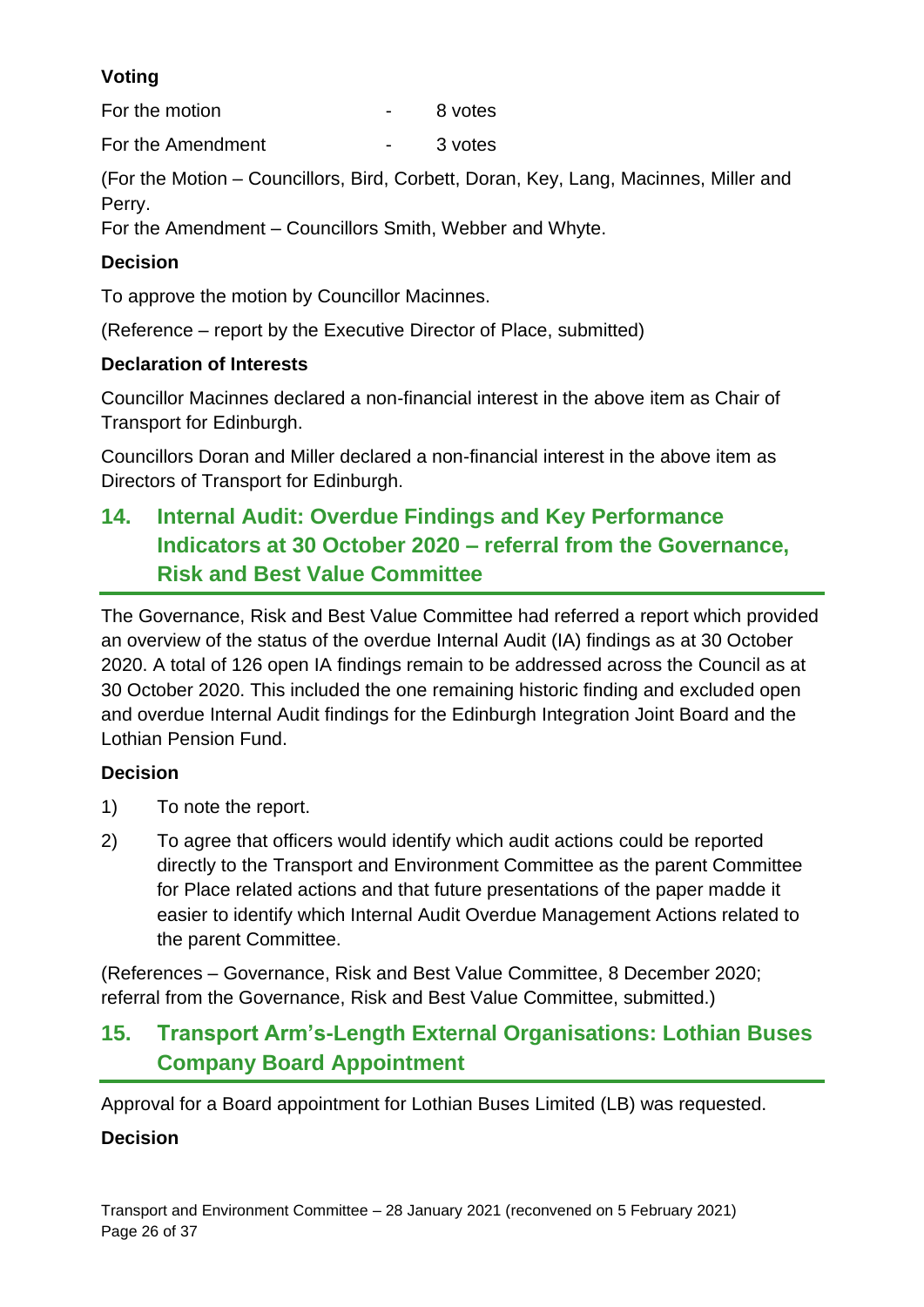**Voting**

For the motion - 8 votes

For the Amendment - 3 votes

(For the Motion – Councillors, Bird, Corbett, Doran, Key, Lang, Macinnes, Miller and Perry.
For the Amendment – Councillors Smith, Webber and Whyte.

**Decision**

To approve the motion by Councillor Macinnes.

(Reference – report by the Executive Director of Place, submitted)

**Declaration of Interests**

Councillor Macinnes declared a non-financial interest in the above item as Chair of Transport for Edinburgh.

Councillors Doran and Miller declared a non-financial interest in the above item as Directors of Transport for Edinburgh.

## 14. Internal Audit: Overdue Findings and Key Performance Indicators at 30 October 2020 – referral from the Governance, Risk and Best Value Committee

The Governance, Risk and Best Value Committee had referred a report which provided an overview of the status of the overdue Internal Audit (IA) findings as at 30 October 2020. A total of 126 open IA findings remain to be addressed across the Council as at 30 October 2020. This included the one remaining historic finding and excluded open and overdue Internal Audit findings for the Edinburgh Integration Joint Board and the Lothian Pension Fund.

**Decision**

1) To note the report.

2) To agree that officers would identify which audit actions could be reported directly to the Transport and Environment Committee as the parent Committee for Place related actions and that future presentations of the paper madde it easier to identify which Internal Audit Overdue Management Actions related to the parent Committee.

(References – Governance, Risk and Best Value Committee, 8 December 2020; referral from the Governance, Risk and Best Value Committee, submitted.)

## 15. Transport Arm's-Length External Organisations: Lothian Buses Company Board Appointment

Approval for a Board appointment for Lothian Buses Limited (LB) was requested.

**Decision**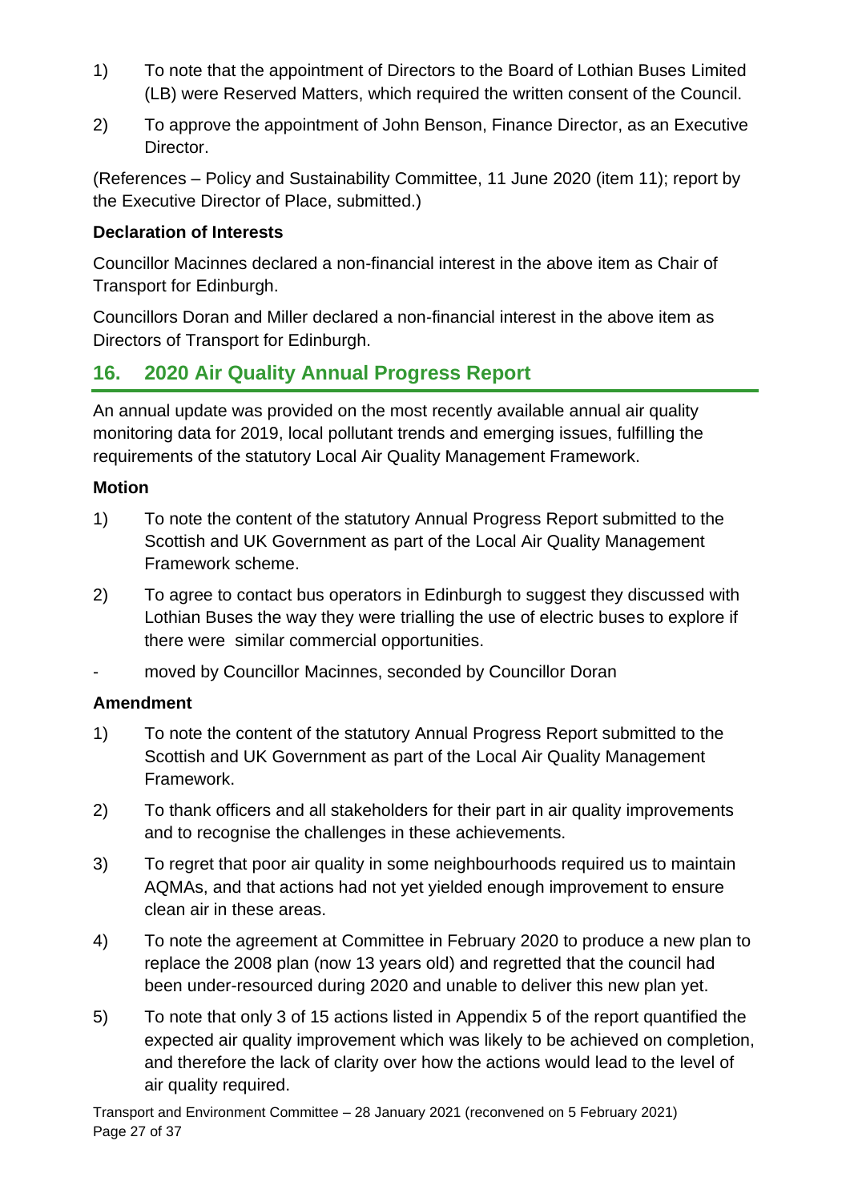1) To note that the appointment of Directors to the Board of Lothian Buses Limited (LB) were Reserved Matters, which required the written consent of the Council.

2) To approve the appointment of John Benson, Finance Director, as an Executive Director.

(References – Policy and Sustainability Committee, 11 June 2020 (item 11); report by the Executive Director of Place, submitted.)

**Declaration of Interests**

Councillor Macinnes declared a non-financial interest in the above item as Chair of Transport for Edinburgh.

Councillors Doran and Miller declared a non-financial interest in the above item as Directors of Transport for Edinburgh.

## 16. 2020 Air Quality Annual Progress Report

An annual update was provided on the most recently available annual air quality monitoring data for 2019, local pollutant trends and emerging issues, fulfilling the requirements of the statutory Local Air Quality Management Framework.

**Motion**

1) To note the content of the statutory Annual Progress Report submitted to the Scottish and UK Government as part of the Local Air Quality Management Framework scheme.

2) To agree to contact bus operators in Edinburgh to suggest they discussed with Lothian Buses the way they were trialling the use of electric buses to explore if there were similar commercial opportunities.

- moved by Councillor Macinnes, seconded by Councillor Doran

**Amendment**

1) To note the content of the statutory Annual Progress Report submitted to the Scottish and UK Government as part of the Local Air Quality Management Framework.

2) To thank officers and all stakeholders for their part in air quality improvements and to recognise the challenges in these achievements.

3) To regret that poor air quality in some neighbourhoods required us to maintain AQMAs, and that actions had not yet yielded enough improvement to ensure clean air in these areas.

4) To note the agreement at Committee in February 2020 to produce a new plan to replace the 2008 plan (now 13 years old) and regretted that the council had been under-resourced during 2020 and unable to deliver this new plan yet.

5) To note that only 3 of 15 actions listed in Appendix 5 of the report quantified the expected air quality improvement which was likely to be achieved on completion, and therefore the lack of clarity over how the actions would lead to the level of air quality required.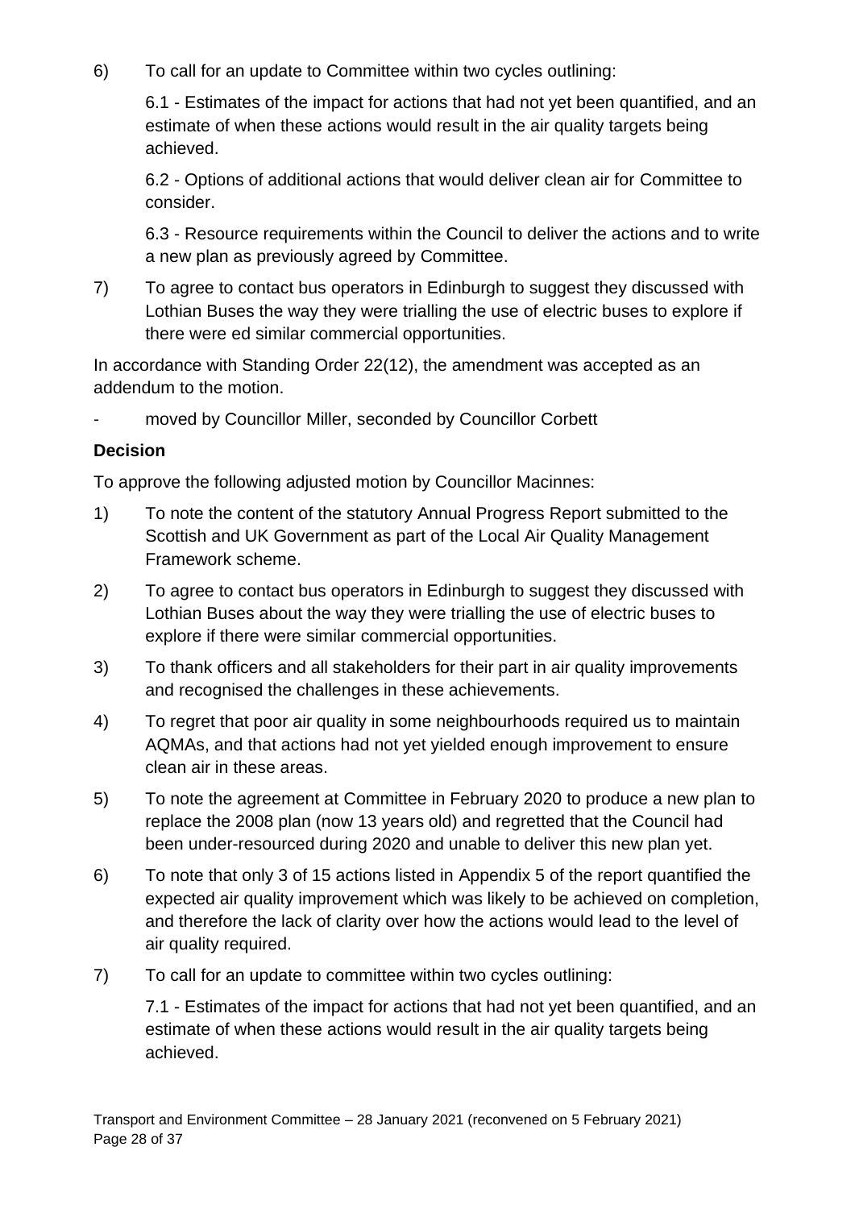6) To call for an update to Committee within two cycles outlining:

   6.1 - Estimates of the impact for actions that had not yet been quantified, and an estimate of when these actions would result in the air quality targets being achieved.

   6.2 - Options of additional actions that would deliver clean air for Committee to consider.

   6.3 - Resource requirements within the Council to deliver the actions and to write a new plan as previously agreed by Committee.

7) To agree to contact bus operators in Edinburgh to suggest they discussed with Lothian Buses the way they were trialling the use of electric buses to explore if there were ed similar commercial opportunities.

In accordance with Standing Order 22(12), the amendment was accepted as an addendum to the motion.

- moved by Councillor Miller, seconded by Councillor Corbett

**Decision**

To approve the following adjusted motion by Councillor Macinnes:

1) To note the content of the statutory Annual Progress Report submitted to the Scottish and UK Government as part of the Local Air Quality Management Framework scheme.

2) To agree to contact bus operators in Edinburgh to suggest they discussed with Lothian Buses about the way they were trialling the use of electric buses to explore if there were similar commercial opportunities.

3) To thank officers and all stakeholders for their part in air quality improvements and recognised the challenges in these achievements.

4) To regret that poor air quality in some neighbourhoods required us to maintain AQMAs, and that actions had not yet yielded enough improvement to ensure clean air in these areas.

5) To note the agreement at Committee in February 2020 to produce a new plan to replace the 2008 plan (now 13 years old) and regretted that the Council had been under-resourced during 2020 and unable to deliver this new plan yet.

6) To note that only 3 of 15 actions listed in Appendix 5 of the report quantified the expected air quality improvement which was likely to be achieved on completion, and therefore the lack of clarity over how the actions would lead to the level of air quality required.

7) To call for an update to committee within two cycles outlining:

   7.1 - Estimates of the impact for actions that had not yet been quantified, and an estimate of when these actions would result in the air quality targets being achieved.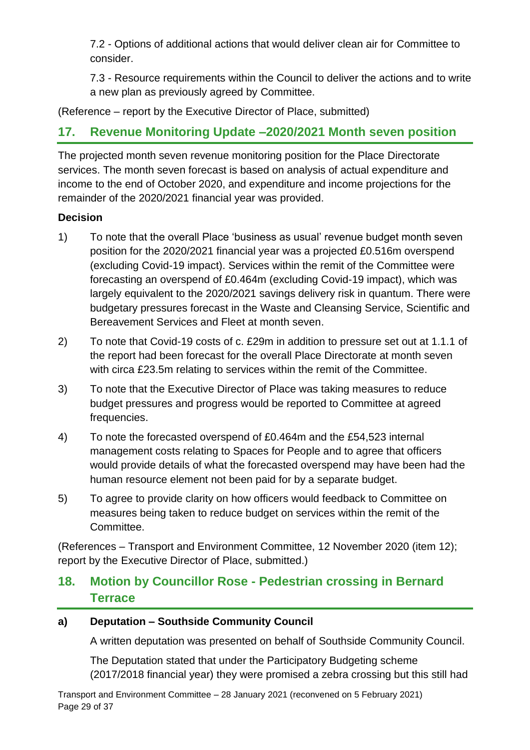7.2 - Options of additional actions that would deliver clean air for Committee to consider.

7.3 - Resource requirements within the Council to deliver the actions and to write a new plan as previously agreed by Committee.

(Reference – report by the Executive Director of Place, submitted)

## 17. Revenue Monitoring Update –2020/2021 Month seven position

The projected month seven revenue monitoring position for the Place Directorate services. The month seven forecast is based on analysis of actual expenditure and income to the end of October 2020, and expenditure and income projections for the remainder of the 2020/2021 financial year was provided.

**Decision**

1) To note that the overall Place 'business as usual' revenue budget month seven position for the 2020/2021 financial year was a projected £0.516m overspend (excluding Covid-19 impact). Services within the remit of the Committee were forecasting an overspend of £0.464m (excluding Covid-19 impact), which was largely equivalent to the 2020/2021 savings delivery risk in quantum. There were budgetary pressures forecast in the Waste and Cleansing Service, Scientific and Bereavement Services and Fleet at month seven.

2) To note that Covid-19 costs of c. £29m in addition to pressure set out at 1.1.1 of the report had been forecast for the overall Place Directorate at month seven with circa £23.5m relating to services within the remit of the Committee.

3) To note that the Executive Director of Place was taking measures to reduce budget pressures and progress would be reported to Committee at agreed frequencies.

4) To note the forecasted overspend of £0.464m and the £54,523 internal management costs relating to Spaces for People and to agree that officers would provide details of what the forecasted overspend may have been had the human resource element not been paid for by a separate budget.

5) To agree to provide clarity on how officers would feedback to Committee on measures being taken to reduce budget on services within the remit of the Committee.

(References – Transport and Environment Committee, 12 November 2020 (item 12); report by the Executive Director of Place, submitted.)

## 18. Motion by Councillor Rose - Pedestrian crossing in Bernard Terrace

**a) Deputation – Southside Community Council**

A written deputation was presented on behalf of Southside Community Council.

The Deputation stated that under the Participatory Budgeting scheme (2017/2018 financial year) they were promised a zebra crossing but this still had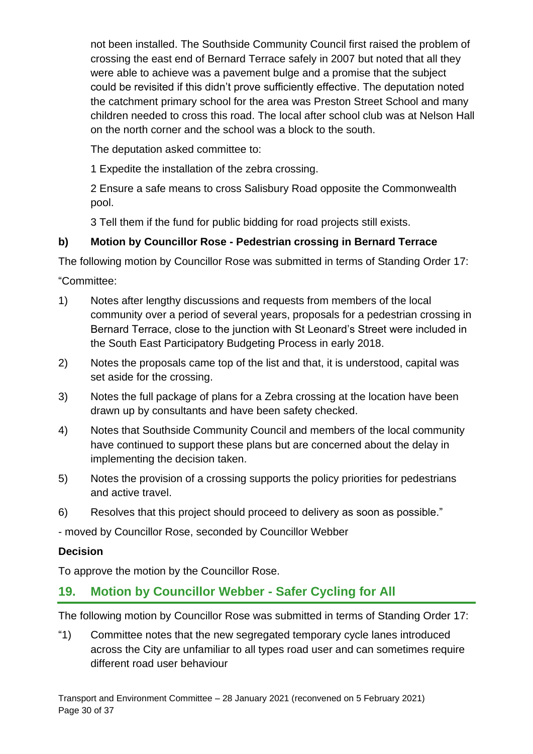not been installed. The Southside Community Council first raised the problem of crossing the east end of Bernard Terrace safely in 2007 but noted that all they were able to achieve was a pavement bulge and a promise that the subject could be revisited if this didn't prove sufficiently effective. The deputation noted the catchment primary school for the area was Preston Street School and many children needed to cross this road. The local after school club was at Nelson Hall on the north corner and the school was a block to the south.

The deputation asked committee to:

1 Expedite the installation of the zebra crossing.

2 Ensure a safe means to cross Salisbury Road opposite the Commonwealth pool.

3 Tell them if the fund for public bidding for road projects still exists.

**b) Motion by Councillor Rose - Pedestrian crossing in Bernard Terrace**

The following motion by Councillor Rose was submitted in terms of Standing Order 17:

"Committee:

1) Notes after lengthy discussions and requests from members of the local community over a period of several years, proposals for a pedestrian crossing in Bernard Terrace, close to the junction with St Leonard's Street were included in the South East Participatory Budgeting Process in early 2018.

2) Notes the proposals came top of the list and that, it is understood, capital was set aside for the crossing.

3) Notes the full package of plans for a Zebra crossing at the location have been drawn up by consultants and have been safety checked.

4) Notes that Southside Community Council and members of the local community have continued to support these plans but are concerned about the delay in implementing the decision taken.

5) Notes the provision of a crossing supports the policy priorities for pedestrians and active travel.

6) Resolves that this project should proceed to delivery as soon as possible."

- moved by Councillor Rose, seconded by Councillor Webber

**Decision**

To approve the motion by the Councillor Rose.

## 19. Motion by Councillor Webber - Safer Cycling for All

The following motion by Councillor Rose was submitted in terms of Standing Order 17:

"1) Committee notes that the new segregated temporary cycle lanes introduced across the City are unfamiliar to all types road user and can sometimes require different road user behaviour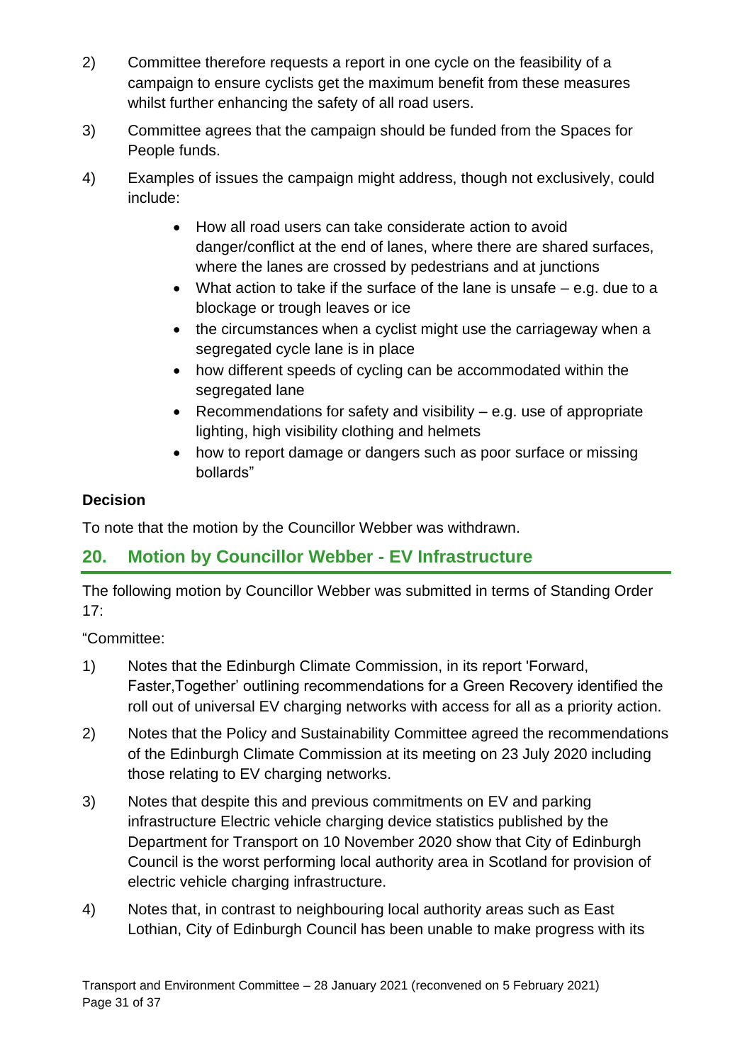2) Committee therefore requests a report in one cycle on the feasibility of a campaign to ensure cyclists get the maximum benefit from these measures whilst further enhancing the safety of all road users.

3) Committee agrees that the campaign should be funded from the Spaces for People funds.

4) Examples of issues the campaign might address, though not exclusively, could include:

    - How all road users can take considerate action to avoid danger/conflict at the end of lanes, where there are shared surfaces, where the lanes are crossed by pedestrians and at junctions
    - What action to take if the surface of the lane is unsafe – e.g. due to a blockage or trough leaves or ice
    - the circumstances when a cyclist might use the carriageway when a segregated cycle lane is in place
    - how different speeds of cycling can be accommodated within the segregated lane
    - Recommendations for safety and visibility – e.g. use of appropriate lighting, high visibility clothing and helmets
    - how to report damage or dangers such as poor surface or missing bollards"

**Decision**

To note that the motion by the Councillor Webber was withdrawn.

## 20. Motion by Councillor Webber - EV Infrastructure

The following motion by Councillor Webber was submitted in terms of Standing Order 17:

"Committee:

1) Notes that the Edinburgh Climate Commission, in its report 'Forward, Faster,Together' outlining recommendations for a Green Recovery identified the roll out of universal EV charging networks with access for all as a priority action.

2) Notes that the Policy and Sustainability Committee agreed the recommendations of the Edinburgh Climate Commission at its meeting on 23 July 2020 including those relating to EV charging networks.

3) Notes that despite this and previous commitments on EV and parking infrastructure Electric vehicle charging device statistics published by the Department for Transport on 10 November 2020 show that City of Edinburgh Council is the worst performing local authority area in Scotland for provision of electric vehicle charging infrastructure.

4) Notes that, in contrast to neighbouring local authority areas such as East Lothian, City of Edinburgh Council has been unable to make progress with its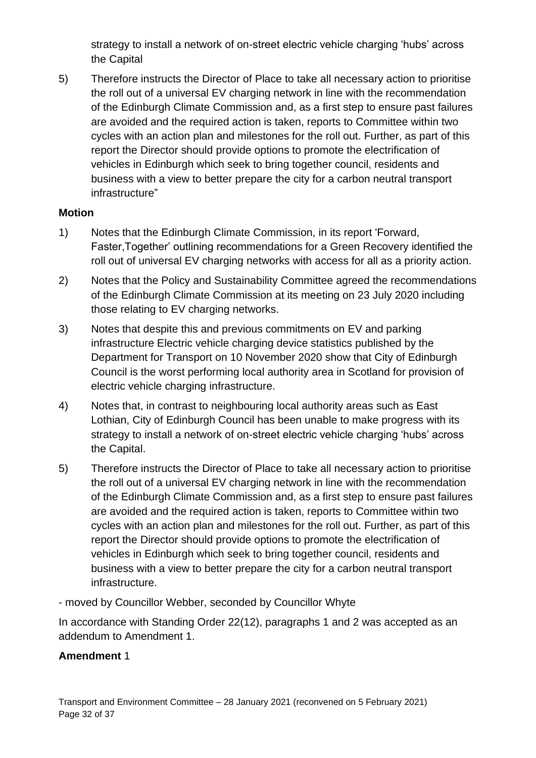strategy to install a network of on-street electric vehicle charging 'hubs' across the Capital

5) Therefore instructs the Director of Place to take all necessary action to prioritise the roll out of a universal EV charging network in line with the recommendation of the Edinburgh Climate Commission and, as a first step to ensure past failures are avoided and the required action is taken, reports to Committee within two cycles with an action plan and milestones for the roll out. Further, as part of this report the Director should provide options to promote the electrification of vehicles in Edinburgh which seek to bring together council, residents and business with a view to better prepare the city for a carbon neutral transport infrastructure"

**Motion**

1) Notes that the Edinburgh Climate Commission, in its report 'Forward, Faster,Together' outlining recommendations for a Green Recovery identified the roll out of universal EV charging networks with access for all as a priority action.

2) Notes that the Policy and Sustainability Committee agreed the recommendations of the Edinburgh Climate Commission at its meeting on 23 July 2020 including those relating to EV charging networks.

3) Notes that despite this and previous commitments on EV and parking infrastructure Electric vehicle charging device statistics published by the Department for Transport on 10 November 2020 show that City of Edinburgh Council is the worst performing local authority area in Scotland for provision of electric vehicle charging infrastructure.

4) Notes that, in contrast to neighbouring local authority areas such as East Lothian, City of Edinburgh Council has been unable to make progress with its strategy to install a network of on-street electric vehicle charging 'hubs' across the Capital.

5) Therefore instructs the Director of Place to take all necessary action to prioritise the roll out of a universal EV charging network in line with the recommendation of the Edinburgh Climate Commission and, as a first step to ensure past failures are avoided and the required action is taken, reports to Committee within two cycles with an action plan and milestones for the roll out. Further, as part of this report the Director should provide options to promote the electrification of vehicles in Edinburgh which seek to bring together council, residents and business with a view to better prepare the city for a carbon neutral transport infrastructure.

- moved by Councillor Webber, seconded by Councillor Whyte

In accordance with Standing Order 22(12), paragraphs 1 and 2 was accepted as an addendum to Amendment 1.

**Amendment** 1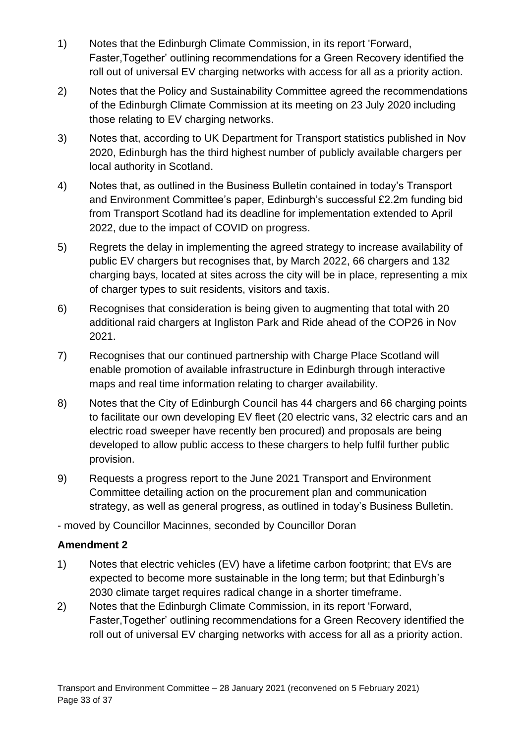1) Notes that the Edinburgh Climate Commission, in its report 'Forward, Faster,Together' outlining recommendations for a Green Recovery identified the roll out of universal EV charging networks with access for all as a priority action.

2) Notes that the Policy and Sustainability Committee agreed the recommendations of the Edinburgh Climate Commission at its meeting on 23 July 2020 including those relating to EV charging networks.

3) Notes that, according to UK Department for Transport statistics published in Nov 2020, Edinburgh has the third highest number of publicly available chargers per local authority in Scotland.

4) Notes that, as outlined in the Business Bulletin contained in today's Transport and Environment Committee's paper, Edinburgh's successful £2.2m funding bid from Transport Scotland had its deadline for implementation extended to April 2022, due to the impact of COVID on progress.

5) Regrets the delay in implementing the agreed strategy to increase availability of public EV chargers but recognises that, by March 2022, 66 chargers and 132 charging bays, located at sites across the city will be in place, representing a mix of charger types to suit residents, visitors and taxis.

6) Recognises that consideration is being given to augmenting that total with 20 additional raid chargers at Ingliston Park and Ride ahead of the COP26 in Nov 2021.

7) Recognises that our continued partnership with Charge Place Scotland will enable promotion of available infrastructure in Edinburgh through interactive maps and real time information relating to charger availability.

8) Notes that the City of Edinburgh Council has 44 chargers and 66 charging points to facilitate our own developing EV fleet (20 electric vans, 32 electric cars and an electric road sweeper have recently ben procured) and proposals are being developed to allow public access to these chargers to help fulfil further public provision.

9) Requests a progress report to the June 2021 Transport and Environment Committee detailing action on the procurement plan and communication strategy, as well as general progress, as outlined in today's Business Bulletin.

- moved by Councillor Macinnes, seconded by Councillor Doran

**Amendment 2**

1) Notes that electric vehicles (EV) have a lifetime carbon footprint; that EVs are expected to become more sustainable in the long term; but that Edinburgh's 2030 climate target requires radical change in a shorter timeframe.

2) Notes that the Edinburgh Climate Commission, in its report 'Forward, Faster,Together' outlining recommendations for a Green Recovery identified the roll out of universal EV charging networks with access for all as a priority action.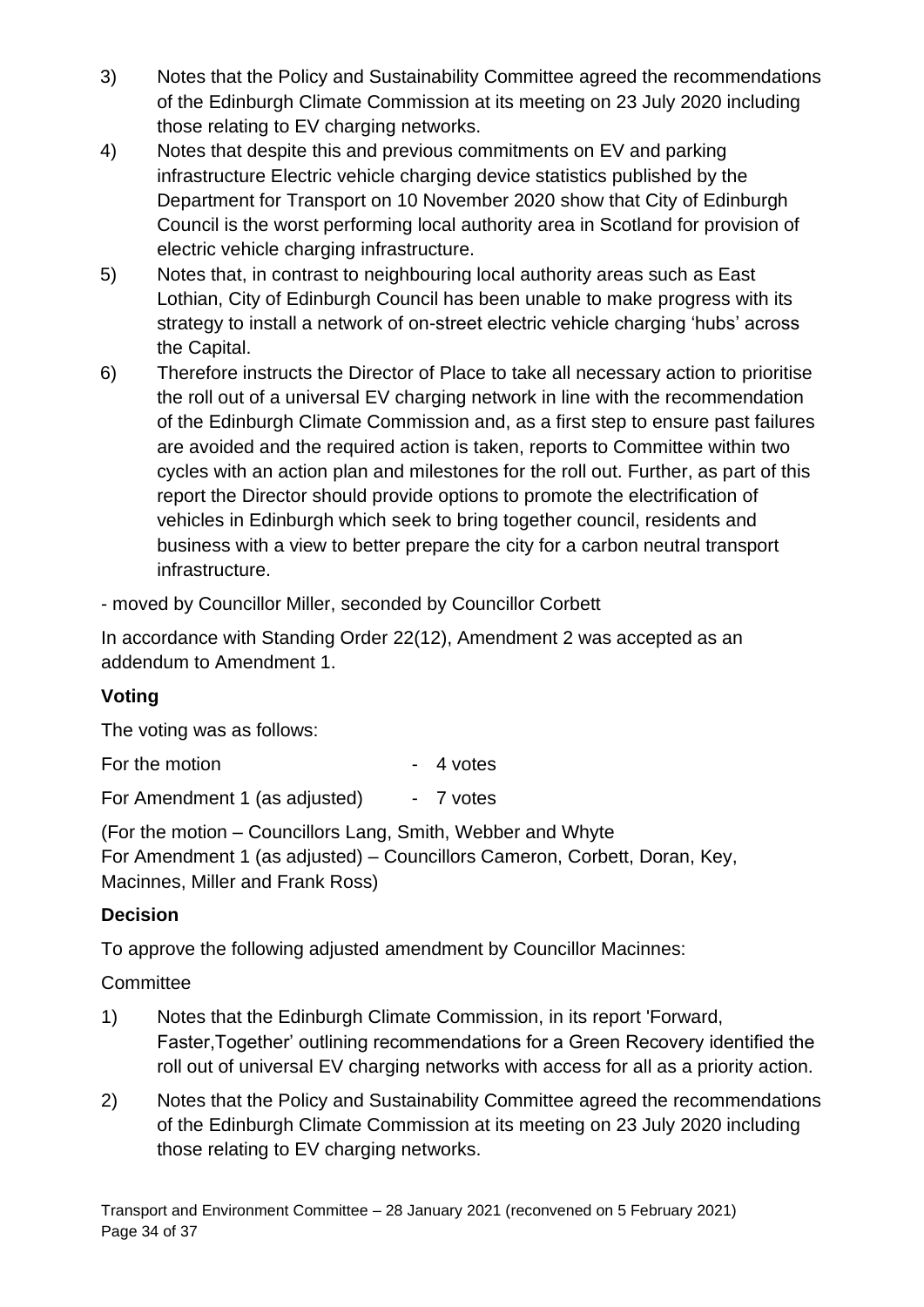3) Notes that the Policy and Sustainability Committee agreed the recommendations of the Edinburgh Climate Commission at its meeting on 23 July 2020 including those relating to EV charging networks.

4) Notes that despite this and previous commitments on EV and parking infrastructure Electric vehicle charging device statistics published by the Department for Transport on 10 November 2020 show that City of Edinburgh Council is the worst performing local authority area in Scotland for provision of electric vehicle charging infrastructure.

5) Notes that, in contrast to neighbouring local authority areas such as East Lothian, City of Edinburgh Council has been unable to make progress with its strategy to install a network of on-street electric vehicle charging 'hubs' across the Capital.

6) Therefore instructs the Director of Place to take all necessary action to prioritise the roll out of a universal EV charging network in line with the recommendation of the Edinburgh Climate Commission and, as a first step to ensure past failures are avoided and the required action is taken, reports to Committee within two cycles with an action plan and milestones for the roll out. Further, as part of this report the Director should provide options to promote the electrification of vehicles in Edinburgh which seek to bring together council, residents and business with a view to better prepare the city for a carbon neutral transport infrastructure.

- moved by Councillor Miller, seconded by Councillor Corbett

In accordance with Standing Order 22(12), Amendment 2 was accepted as an addendum to Amendment 1.

### Voting

The voting was as follows:

For the motion - 4 votes

For Amendment 1 (as adjusted) - 7 votes

(For the motion – Councillors Lang, Smith, Webber and Whyte
For Amendment 1 (as adjusted) – Councillors Cameron, Corbett, Doran, Key, Macinnes, Miller and Frank Ross)

### Decision

To approve the following adjusted amendment by Councillor Macinnes:

Committee

1) Notes that the Edinburgh Climate Commission, in its report 'Forward, Faster,Together' outlining recommendations for a Green Recovery identified the roll out of universal EV charging networks with access for all as a priority action.

2) Notes that the Policy and Sustainability Committee agreed the recommendations of the Edinburgh Climate Commission at its meeting on 23 July 2020 including those relating to EV charging networks.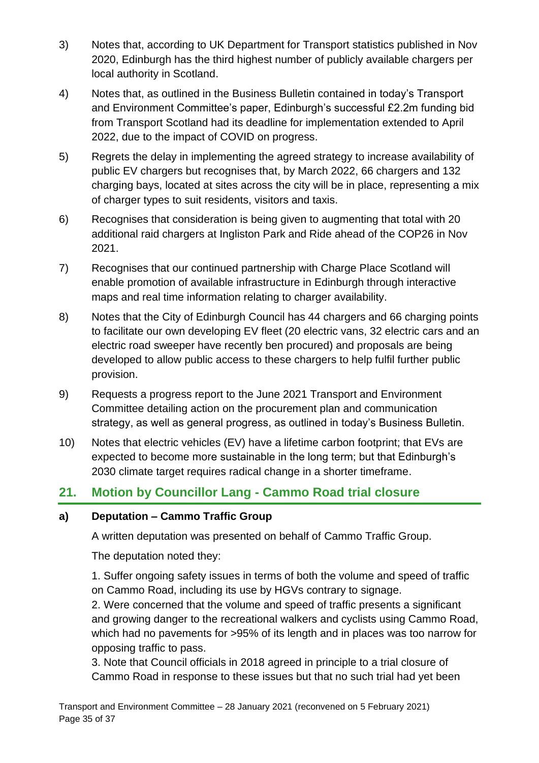3) Notes that, according to UK Department for Transport statistics published in Nov 2020, Edinburgh has the third highest number of publicly available chargers per local authority in Scotland.

4) Notes that, as outlined in the Business Bulletin contained in today's Transport and Environment Committee's paper, Edinburgh's successful £2.2m funding bid from Transport Scotland had its deadline for implementation extended to April 2022, due to the impact of COVID on progress.

5) Regrets the delay in implementing the agreed strategy to increase availability of public EV chargers but recognises that, by March 2022, 66 chargers and 132 charging bays, located at sites across the city will be in place, representing a mix of charger types to suit residents, visitors and taxis.

6) Recognises that consideration is being given to augmenting that total with 20 additional raid chargers at Ingliston Park and Ride ahead of the COP26 in Nov 2021.

7) Recognises that our continued partnership with Charge Place Scotland will enable promotion of available infrastructure in Edinburgh through interactive maps and real time information relating to charger availability.

8) Notes that the City of Edinburgh Council has 44 chargers and 66 charging points to facilitate our own developing EV fleet (20 electric vans, 32 electric cars and an electric road sweeper have recently ben procured) and proposals are being developed to allow public access to these chargers to help fulfil further public provision.

9) Requests a progress report to the June 2021 Transport and Environment Committee detailing action on the procurement plan and communication strategy, as well as general progress, as outlined in today's Business Bulletin.

10) Notes that electric vehicles (EV) have a lifetime carbon footprint; that EVs are expected to become more sustainable in the long term; but that Edinburgh's 2030 climate target requires radical change in a shorter timeframe.

## 21. Motion by Councillor Lang - Cammo Road trial closure

### a) Deputation – Cammo Traffic Group

A written deputation was presented on behalf of Cammo Traffic Group.

The deputation noted they:

1. Suffer ongoing safety issues in terms of both the volume and speed of traffic on Cammo Road, including its use by HGVs contrary to signage.
2. Were concerned that the volume and speed of traffic presents a significant and growing danger to the recreational walkers and cyclists using Cammo Road, which had no pavements for >95% of its length and in places was too narrow for opposing traffic to pass.
3. Note that Council officials in 2018 agreed in principle to a trial closure of Cammo Road in response to these issues but that no such trial had yet been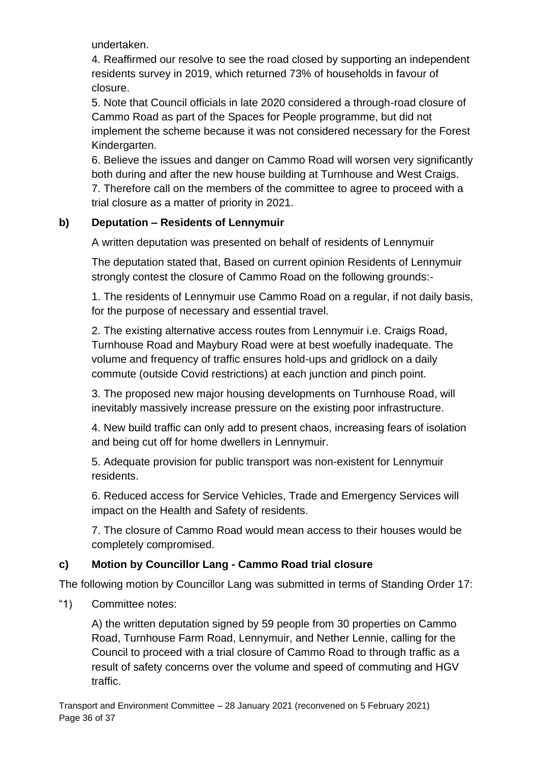undertaken.

4. Reaffirmed our resolve to see the road closed by supporting an independent residents survey in 2019, which returned 73% of households in favour of closure.

5. Note that Council officials in late 2020 considered a through-road closure of Cammo Road as part of the Spaces for People programme, but did not implement the scheme because it was not considered necessary for the Forest Kindergarten.

6. Believe the issues and danger on Cammo Road will worsen very significantly both during and after the new house building at Turnhouse and West Craigs.

7. Therefore call on the members of the committee to agree to proceed with a trial closure as a matter of priority in 2021.

### b) Deputation – Residents of Lennymuir

A written deputation was presented on behalf of residents of Lennymuir

The deputation stated that, Based on current opinion Residents of Lennymuir strongly contest the closure of Cammo Road on the following grounds:-

1. The residents of Lennymuir use Cammo Road on a regular, if not daily basis, for the purpose of necessary and essential travel.

2. The existing alternative access routes from Lennymuir i.e. Craigs Road, Turnhouse Road and Maybury Road were at best woefully inadequate. The volume and frequency of traffic ensures hold-ups and gridlock on a daily commute (outside Covid restrictions) at each junction and pinch point.

3. The proposed new major housing developments on Turnhouse Road, will inevitably massively increase pressure on the existing poor infrastructure.

4. New build traffic can only add to present chaos, increasing fears of isolation and being cut off for home dwellers in Lennymuir.

5. Adequate provision for public transport was non-existent for Lennymuir residents.

6. Reduced access for Service Vehicles, Trade and Emergency Services will impact on the Health and Safety of residents.

7. The closure of Cammo Road would mean access to their houses would be completely compromised.

### c) Motion by Councillor Lang - Cammo Road trial closure

The following motion by Councillor Lang was submitted in terms of Standing Order 17:

"1) Committee notes:

A) the written deputation signed by 59 people from 30 properties on Cammo Road, Turnhouse Farm Road, Lennymuir, and Nether Lennie, calling for the Council to proceed with a trial closure of Cammo Road to through traffic as a result of safety concerns over the volume and speed of commuting and HGV traffic.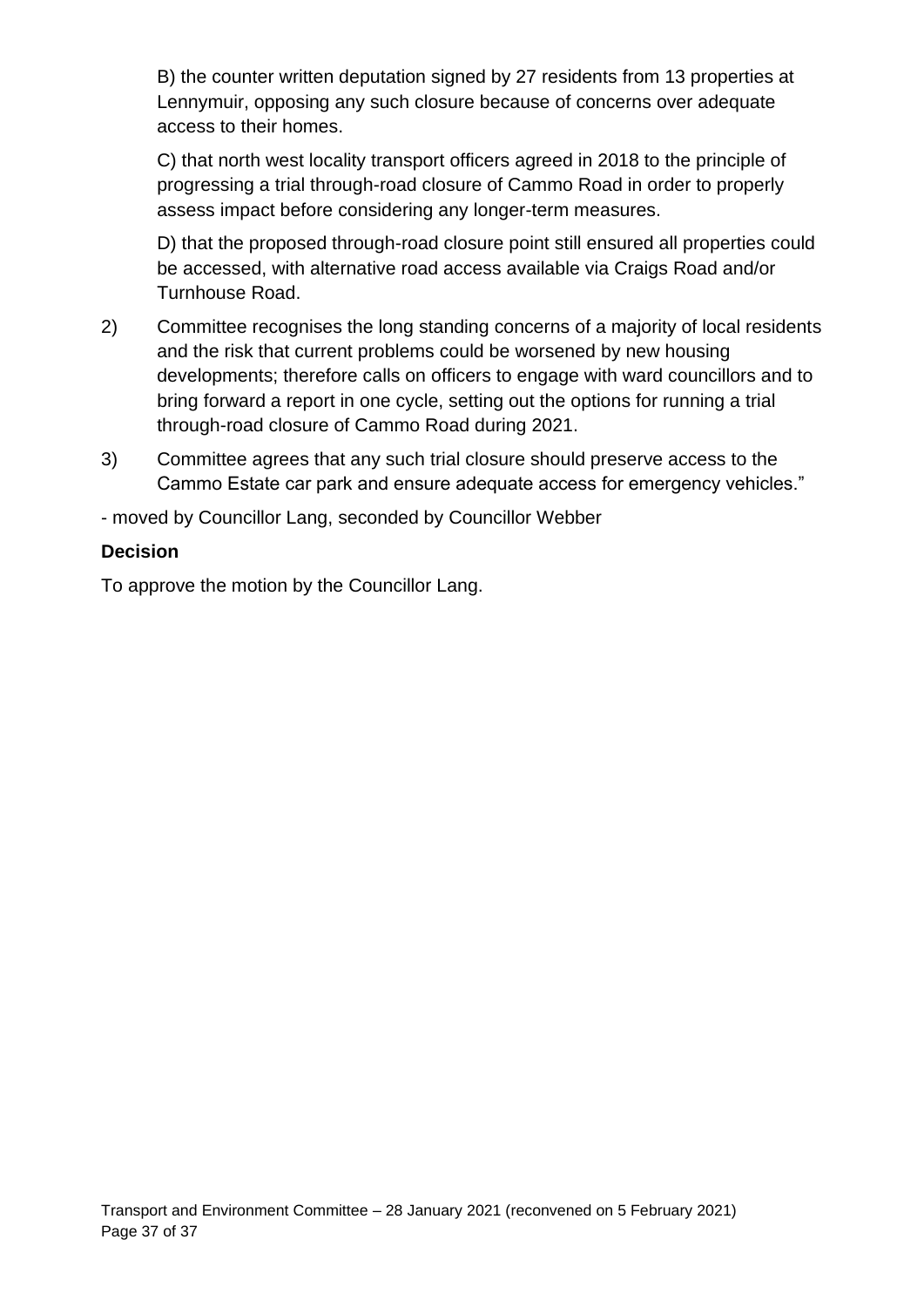B) the counter written deputation signed by 27 residents from 13 properties at Lennymuir, opposing any such closure because of concerns over adequate access to their homes.

C) that north west locality transport officers agreed in 2018 to the principle of progressing a trial through-road closure of Cammo Road in order to properly assess impact before considering any longer-term measures.

D) that the proposed through-road closure point still ensured all properties could be accessed, with alternative road access available via Craigs Road and/or Turnhouse Road.

2) Committee recognises the long standing concerns of a majority of local residents and the risk that current problems could be worsened by new housing developments; therefore calls on officers to engage with ward councillors and to bring forward a report in one cycle, setting out the options for running a trial through-road closure of Cammo Road during 2021.

3) Committee agrees that any such trial closure should preserve access to the Cammo Estate car park and ensure adequate access for emergency vehicles."

- moved by Councillor Lang, seconded by Councillor Webber

**Decision**

To approve the motion by the Councillor Lang.